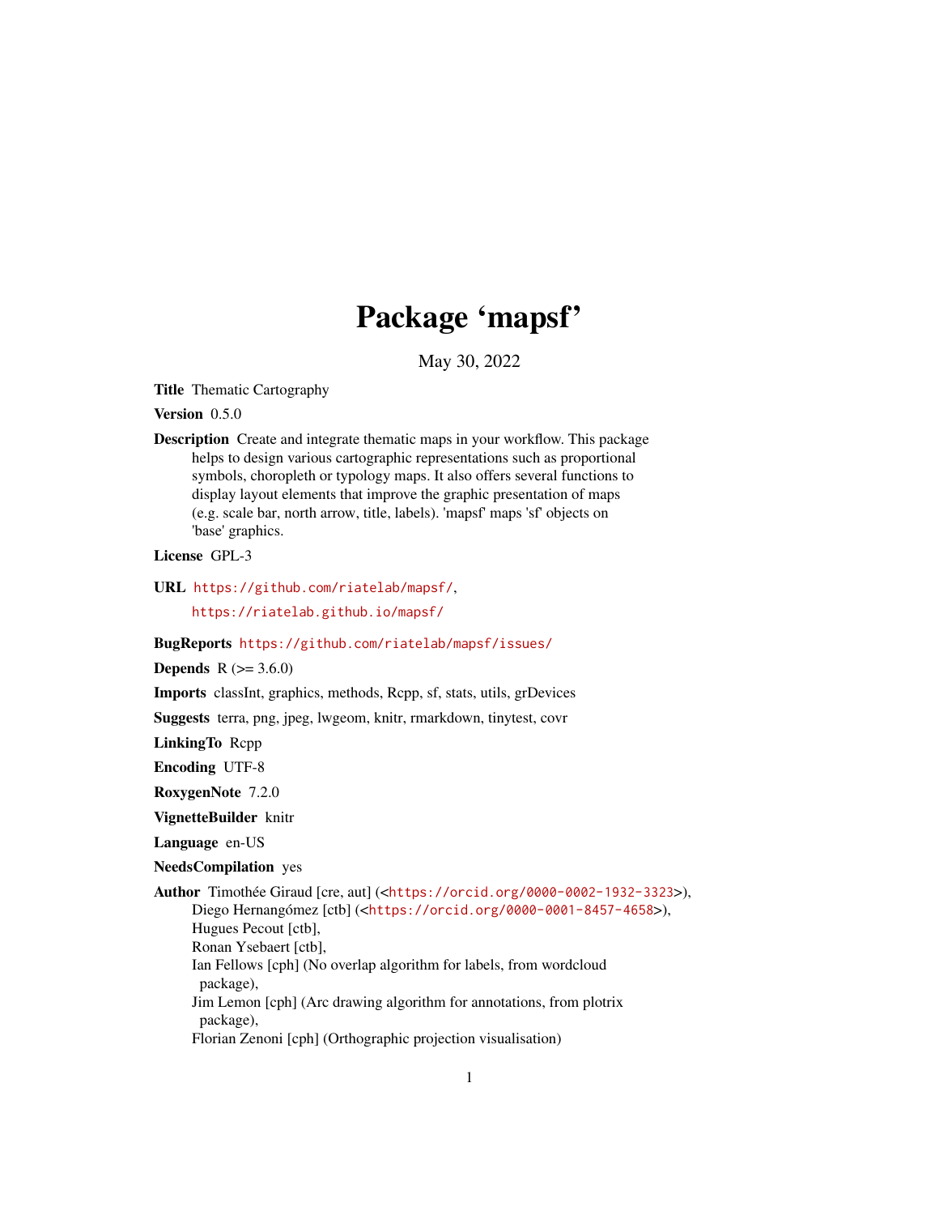# Package 'mapsf'

May 30, 2022

**Title** Thematic Cartography

**Version** 0.5.0

**Description** Create and integrate thematic maps in your workflow. This package helps to design various cartographic representations such as proportional symbols, choropleth or typology maps. It also offers several functions to display layout elements that improve the graphic presentation of maps (e.g. scale bar, north arrow, title, labels). 'mapsf' maps 'sf' objects on 'base' graphics.

**License** GPL-3

**URL** https://github.com/riatelab/mapsf/,
https://riatelab.github.io/mapsf/

**BugReports** https://github.com/riatelab/mapsf/issues/

**Depends** R (>= 3.6.0)

**Imports** classInt, graphics, methods, Rcpp, sf, stats, utils, grDevices

**Suggests** terra, png, jpeg, lwgeom, knitr, rmarkdown, tinytest, covr

**LinkingTo** Rcpp

**Encoding** UTF-8

**RoxygenNote** 7.2.0

**VignetteBuilder** knitr

**Language** en-US

**NeedsCompilation** yes

**Author** Timothée Giraud [cre, aut] (<https://orcid.org/0000-0002-1932-3323>),
Diego Hernangómez [ctb] (<https://orcid.org/0000-0001-8457-4658>),
Hugues Pecout [ctb],
Ronan Ysebaert [ctb],
Ian Fellows [cph] (No overlap algorithm for labels, from wordcloud package),
Jim Lemon [cph] (Arc drawing algorithm for annotations, from plotrix package),
Florian Zenoni [cph] (Orthographic projection visualisation)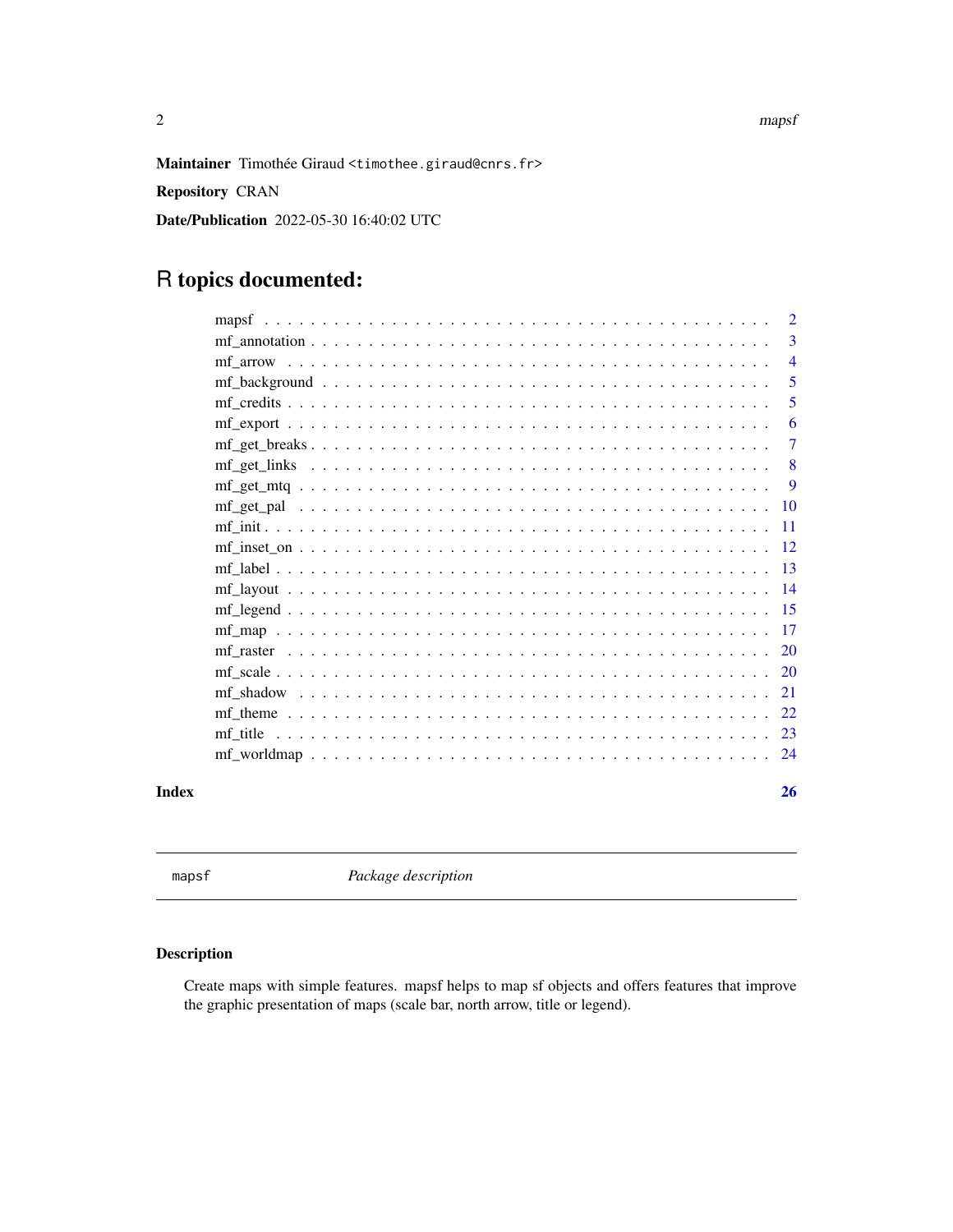**Maintainer** Timothée Giraud <timothee.giraud@cnrs.fr>

**Repository** CRAN

**Date/Publication** 2022-05-30 16:40:02 UTC

# R topics documented:

| | |
|---|---|
| mapsf | 2 |
| mf_annotation | 3 |
| mf_arrow | 4 |
| mf_background | 5 |
| mf_credits | 5 |
| mf_export | 6 |
| mf_get_breaks | 7 |
| mf_get_links | 8 |
| mf_get_mtq | 9 |
| mf_get_pal | 10 |
| mf_init | 11 |
| mf_inset_on | 12 |
| mf_label | 13 |
| mf_layout | 14 |
| mf_legend | 15 |
| mf_map | 17 |
| mf_raster | 20 |
| mf_scale | 20 |
| mf_shadow | 21 |
| mf_theme | 22 |
| mf_title | 23 |
| mf_worldmap | 24 |
| **Index** | **26** |

---

mapsf *Package description*

---

## Description

Create maps with simple features. mapsf helps to map sf objects and offers features that improve the graphic presentation of maps (scale bar, north arrow, title or legend).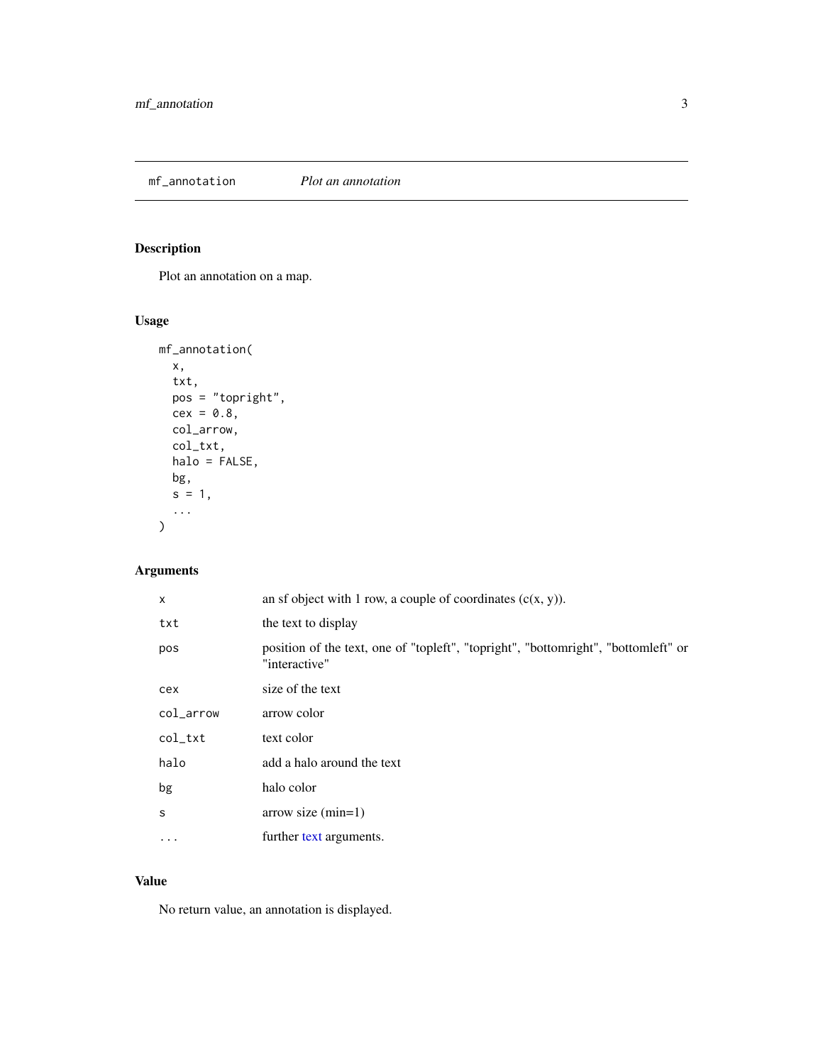## mf_annotation    *Plot an annotation*

### Description

Plot an annotation on a map.

### Usage

```
mf_annotation(
  x,
  txt,
  pos = "topright",
  cex = 0.8,
  col_arrow,
  col_txt,
  halo = FALSE,
  bg,
  s = 1,
  ...
)
```

### Arguments

| | |
|---|---|
| `x` | an sf object with 1 row, a couple of coordinates (c(x, y)). |
| `txt` | the text to display |
| `pos` | position of the text, one of "topleft", "topright", "bottomright", "bottomleft" or "interactive" |
| `cex` | size of the text |
| `col_arrow` | arrow color |
| `col_txt` | text color |
| `halo` | add a halo around the text |
| `bg` | halo color |
| `s` | arrow size (min=1) |
| `...` | further text arguments. |

### Value

No return value, an annotation is displayed.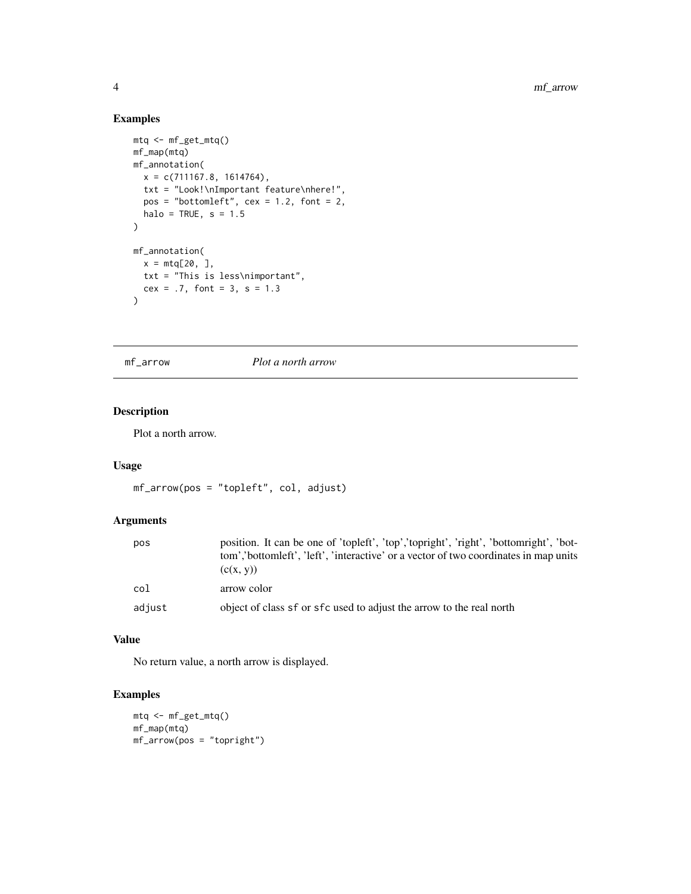## Examples

```
mtq <- mf_get_mtq()
mf_map(mtq)
mf_annotation(
  x = c(711167.8, 1614764),
  txt = "Look!\nImportant feature\nhere!",
  pos = "bottomleft", cex = 1.2, font = 2,
  halo = TRUE, s = 1.5
)

mf_annotation(
  x = mtq[20, ],
  txt = "This is less\nimportant",
  cex = .7, font = 3, s = 1.3
)
```

---

# mf_arrow *Plot a north arrow*

## Description

Plot a north arrow.

## Usage

```
mf_arrow(pos = "topleft", col, adjust)
```

## Arguments

| | |
|---|---|
| pos | position. It can be one of 'topleft', 'top','topright', 'right', 'bottomright', 'bottom','bottomleft', 'left', 'interactive' or a vector of two coordinates in map units (c(x, y)) |
| col | arrow color |
| adjust | object of class sf or sfc used to adjust the arrow to the real north |

## Value

No return value, a north arrow is displayed.

## Examples

```
mtq <- mf_get_mtq()
mf_map(mtq)
mf_arrow(pos = "topright")
```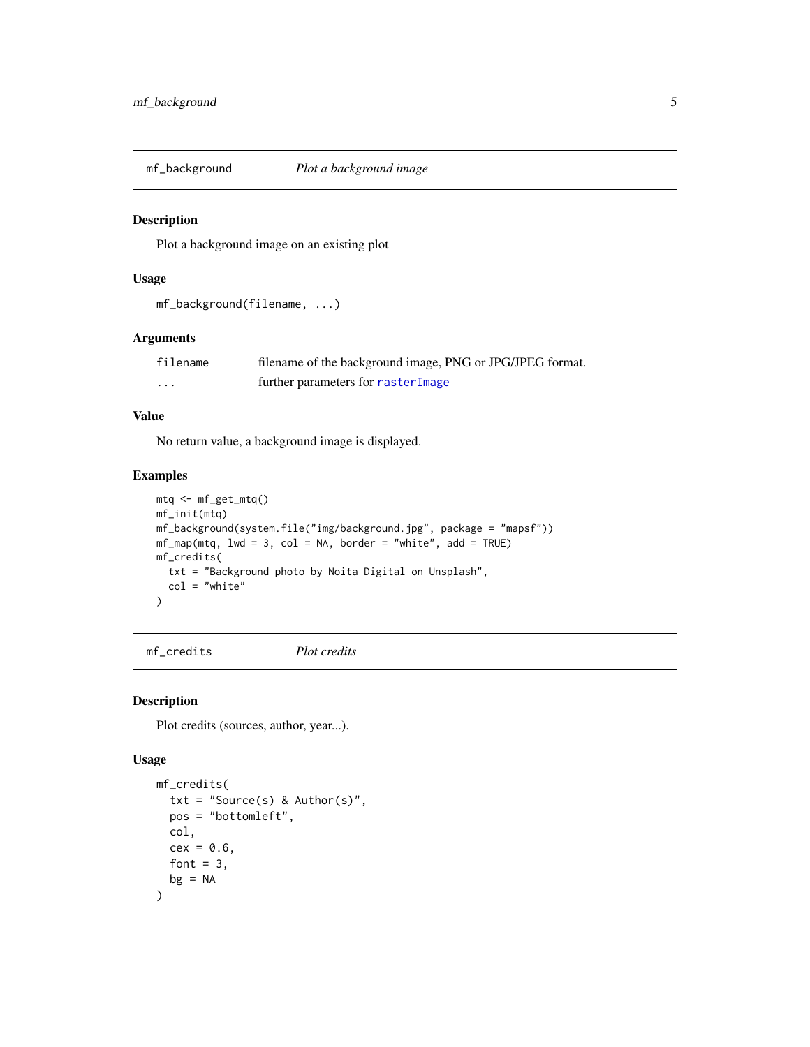## mf_background — *Plot a background image*

### Description

Plot a background image on an existing plot

### Usage

```
mf_background(filename, ...)
```

### Arguments

| | |
|---|---|
| `filename` | filename of the background image, PNG or JPG/JPEG format. |
| `...` | further parameters for `rasterImage` |

### Value

No return value, a background image is displayed.

### Examples

```
mtq <- mf_get_mtq()
mf_init(mtq)
mf_background(system.file("img/background.jpg", package = "mapsf"))
mf_map(mtq, lwd = 3, col = NA, border = "white", add = TRUE)
mf_credits(
  txt = "Background photo by Noita Digital on Unsplash",
  col = "white"
)
```

## mf_credits — *Plot credits*

### Description

Plot credits (sources, author, year...).

### Usage

```
mf_credits(
  txt = "Source(s) & Author(s)",
  pos = "bottomleft",
  col,
  cex = 0.6,
  font = 3,
  bg = NA
)
```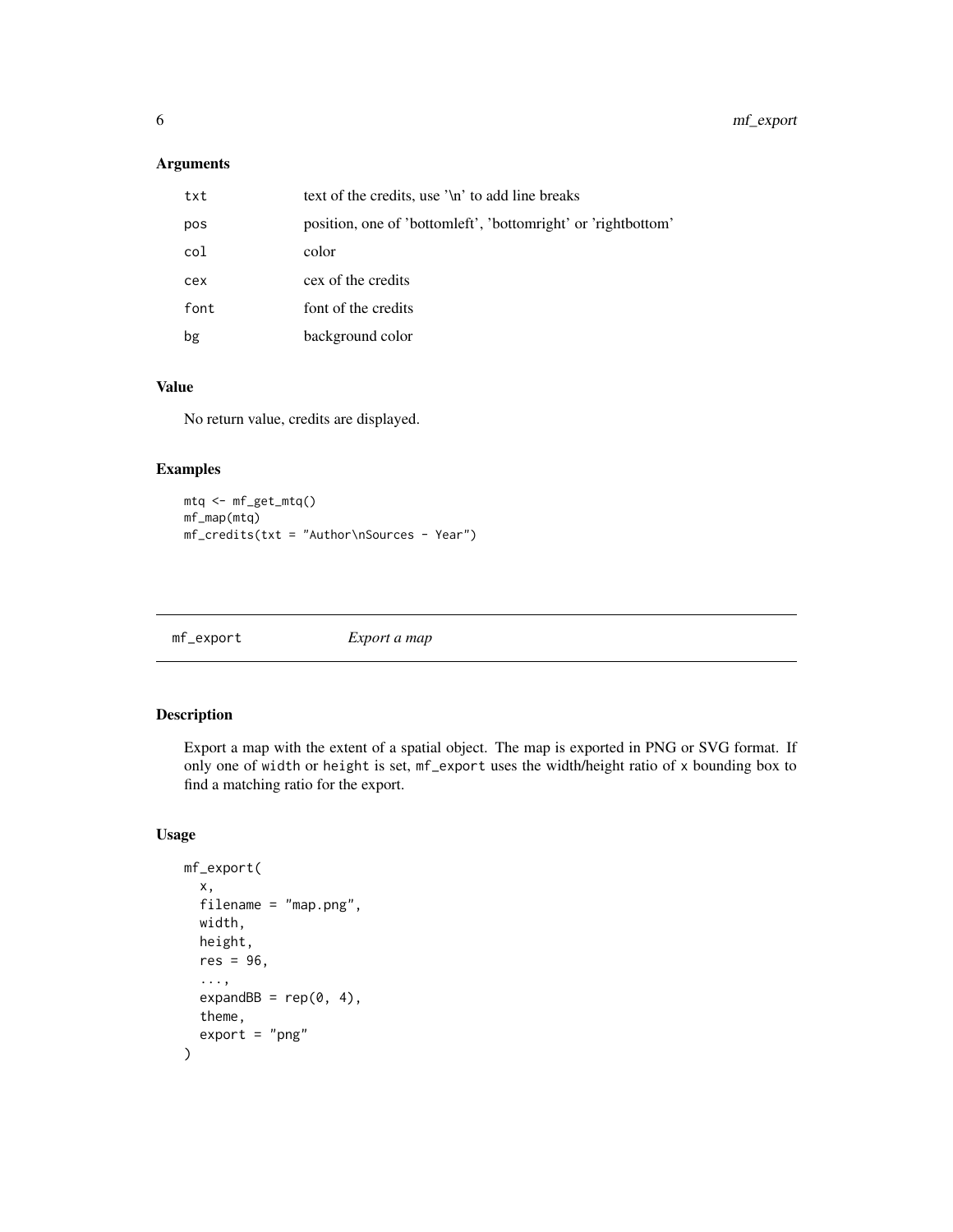### Arguments

| | |
|---|---|
| `txt` | text of the credits, use '\n' to add line breaks |
| `pos` | position, one of 'bottomleft', 'bottomright' or 'rightbottom' |
| `col` | color |
| `cex` | cex of the credits |
| `font` | font of the credits |
| `bg` | background color |

### Value

No return value, credits are displayed.

### Examples

```
mtq <- mf_get_mtq()
mf_map(mtq)
mf_credits(txt = "Author\nSources - Year")
```

---

## `mf_export` *Export a map*

---

### Description

Export a map with the extent of a spatial object. The map is exported in PNG or SVG format. If only one of `width` or `height` is set, `mf_export` uses the width/height ratio of `x` bounding box to find a matching ratio for the export.

### Usage

```
mf_export(
  x,
  filename = "map.png",
  width,
  height,
  res = 96,
  ...,
  expandBB = rep(0, 4),
  theme,
  export = "png"
)
```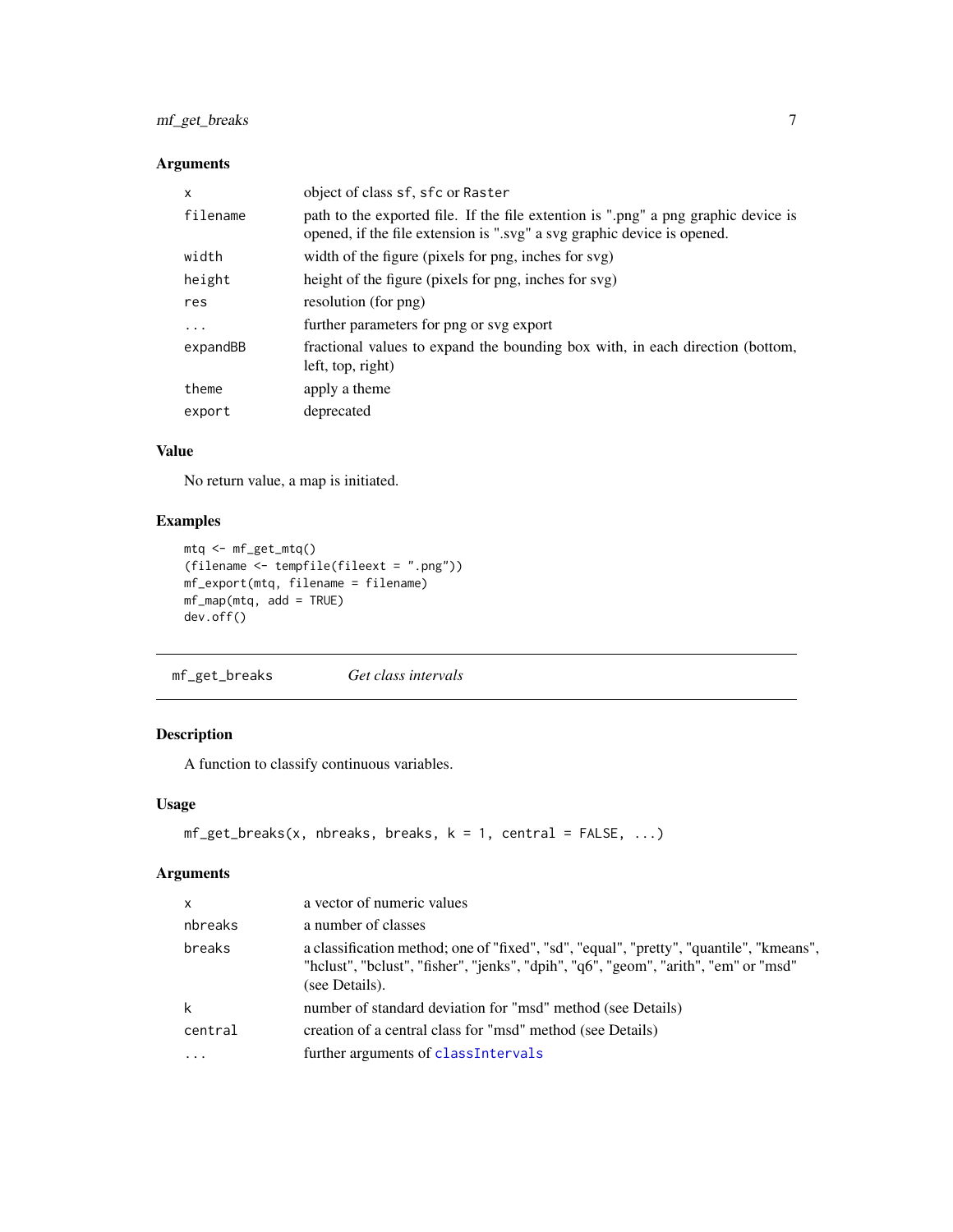### Arguments

| | |
|---|---|
| `x` | object of class `sf`, `sfc` or `Raster` |
| `filename` | path to the exported file. If the file extention is ".png" a png graphic device is opened, if the file extension is ".svg" a svg graphic device is opened. |
| `width` | width of the figure (pixels for png, inches for svg) |
| `height` | height of the figure (pixels for png, inches for svg) |
| `res` | resolution (for png) |
| `...` | further parameters for png or svg export |
| `expandBB` | fractional values to expand the bounding box with, in each direction (bottom, left, top, right) |
| `theme` | apply a theme |
| `export` | deprecated |

### Value

No return value, a map is initiated.

### Examples

```
mtq <- mf_get_mtq()
(filename <- tempfile(fileext = ".png"))
mf_export(mtq, filename = filename)
mf_map(mtq, add = TRUE)
dev.off()
```

---

## `mf_get_breaks` *Get class intervals*

---

### Description

A function to classify continuous variables.

### Usage

```
mf_get_breaks(x, nbreaks, breaks, k = 1, central = FALSE, ...)
```

### Arguments

| | |
|---|---|
| `x` | a vector of numeric values |
| `nbreaks` | a number of classes |
| `breaks` | a classification method; one of "fixed", "sd", "equal", "pretty", "quantile", "kmeans", "hclust", "bclust", "fisher", "jenks", "dpih", "q6", "geom", "arith", "em" or "msd" (see Details). |
| `k` | number of standard deviation for "msd" method (see Details) |
| `central` | creation of a central class for "msd" method (see Details) |
| `...` | further arguments of `classIntervals` |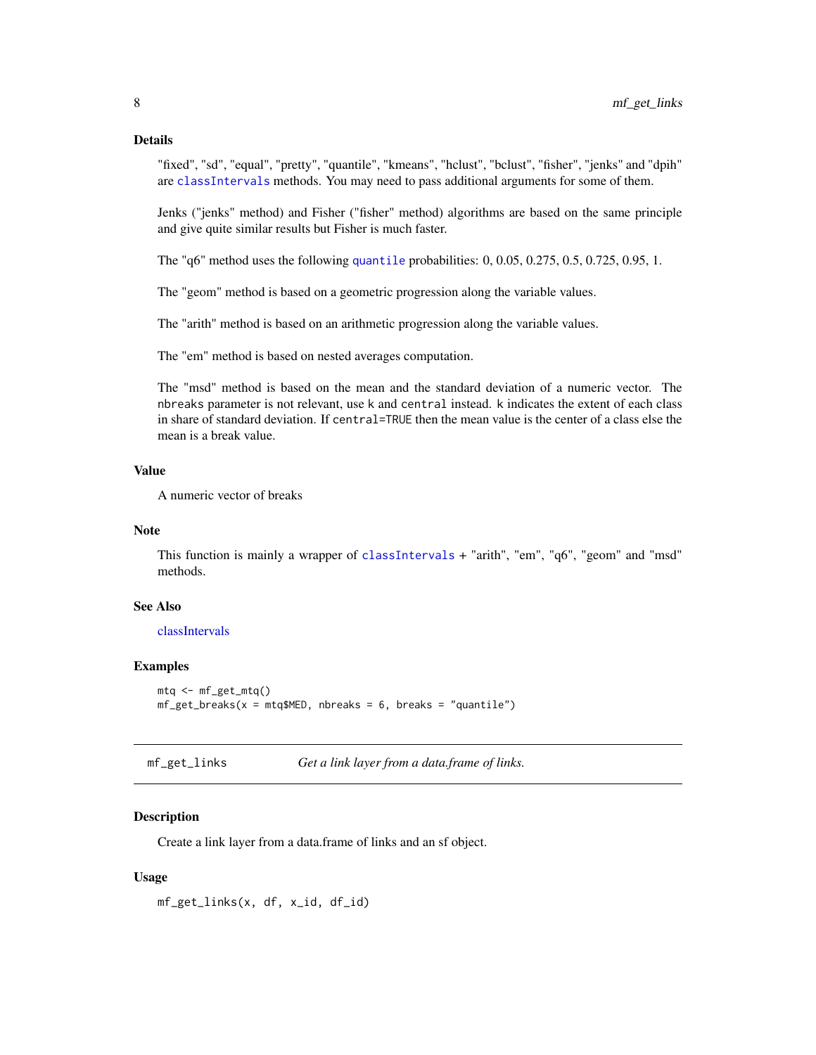### Details

"fixed", "sd", "equal", "pretty", "quantile", "kmeans", "hclust", "bclust", "fisher", "jenks" and "dpih" are `classIntervals` methods. You may need to pass additional arguments for some of them.

Jenks ("jenks" method) and Fisher ("fisher" method) algorithms are based on the same principle and give quite similar results but Fisher is much faster.

The "q6" method uses the following `quantile` probabilities: 0, 0.05, 0.275, 0.5, 0.725, 0.95, 1.

The "geom" method is based on a geometric progression along the variable values.

The "arith" method is based on an arithmetic progression along the variable values.

The "em" method is based on nested averages computation.

The "msd" method is based on the mean and the standard deviation of a numeric vector. The `nbreaks` parameter is not relevant, use `k` and `central` instead. `k` indicates the extent of each class in share of standard deviation. If `central=TRUE` then the mean value is the center of a class else the mean is a break value.

### Value

A numeric vector of breaks

### Note

This function is mainly a wrapper of `classIntervals` + "arith", "em", "q6", "geom" and "msd" methods.

### See Also

classIntervals

### Examples

```
mtq <- mf_get_mtq()
mf_get_breaks(x = mtq$MED, nbreaks = 6, breaks = "quantile")
```

## mf_get_links — *Get a link layer from a data.frame of links.*

### Description

Create a link layer from a data.frame of links and an sf object.

### Usage

```
mf_get_links(x, df, x_id, df_id)
```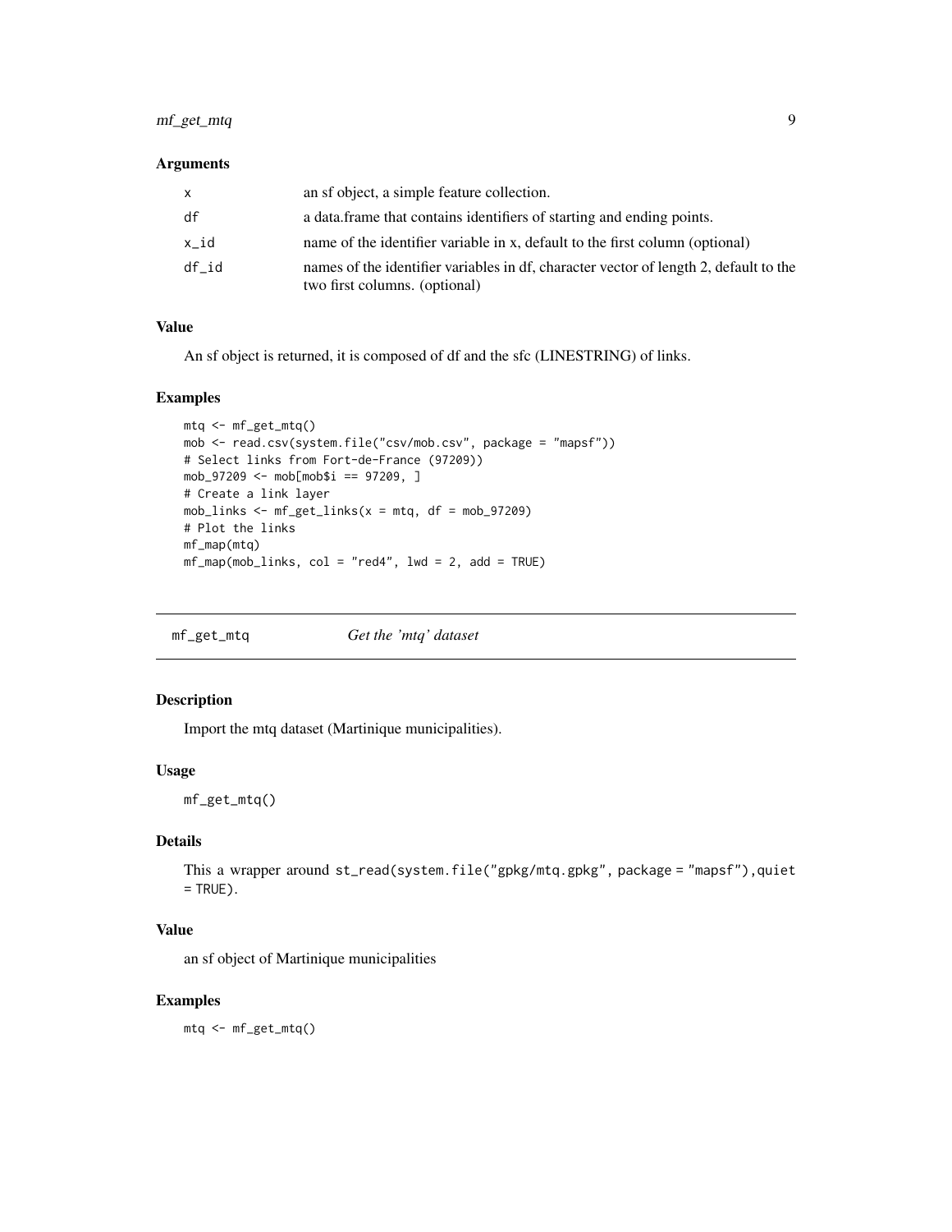### Arguments

| | |
|---|---|
| x | an sf object, a simple feature collection. |
| df | a data.frame that contains identifiers of starting and ending points. |
| x_id | name of the identifier variable in x, default to the first column (optional) |
| df_id | names of the identifier variables in df, character vector of length 2, default to the two first columns. (optional) |

### Value

An sf object is returned, it is composed of df and the sfc (LINESTRING) of links.

### Examples

```
mtq <- mf_get_mtq()
mob <- read.csv(system.file("csv/mob.csv", package = "mapsf"))
# Select links from Fort-de-France (97209))
mob_97209 <- mob[mob$i == 97209, ]
# Create a link layer
mob_links <- mf_get_links(x = mtq, df = mob_97209)
# Plot the links
mf_map(mtq)
mf_map(mob_links, col = "red4", lwd = 2, add = TRUE)
```

---

## mf_get_mtq — *Get the 'mtq' dataset*

### Description

Import the mtq dataset (Martinique municipalities).

### Usage

```
mf_get_mtq()
```

### Details

This a wrapper around `st_read(system.file("gpkg/mtq.gpkg", package = "mapsf"),quiet = TRUE)`.

### Value

an sf object of Martinique municipalities

### Examples

```
mtq <- mf_get_mtq()
```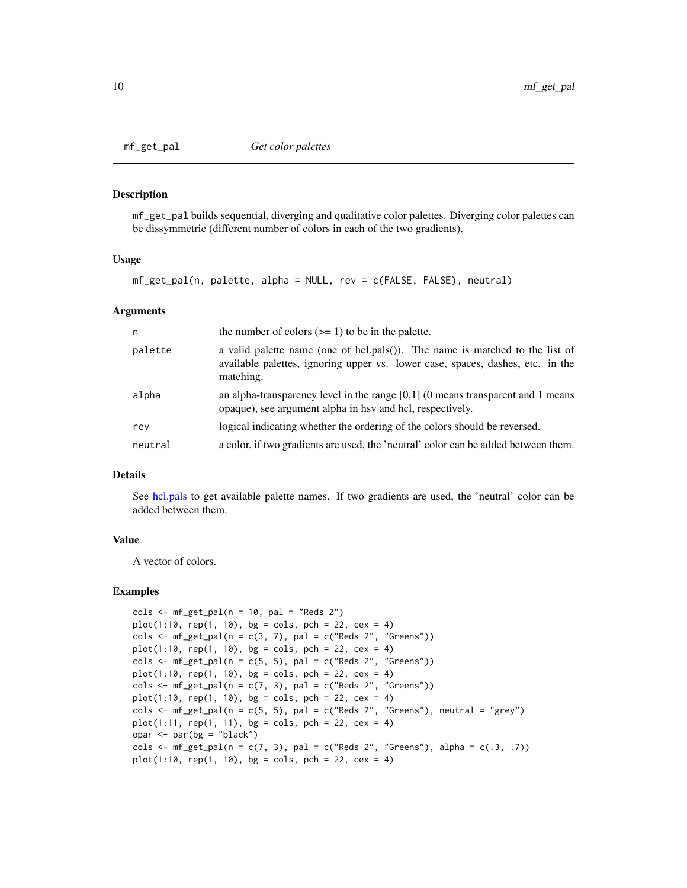# mf_get_pal — *Get color palettes*

## Description

`mf_get_pal` builds sequential, diverging and qualitative color palettes. Diverging color palettes can be dissymmetric (different number of colors in each of the two gradients).

## Usage

```
mf_get_pal(n, palette, alpha = NULL, rev = c(FALSE, FALSE), neutral)
```

## Arguments

| | |
|---|---|
| `n` | the number of colors (>= 1) to be in the palette. |
| `palette` | a valid palette name (one of hcl.pals()). The name is matched to the list of available palettes, ignoring upper vs. lower case, spaces, dashes, etc. in the matching. |
| `alpha` | an alpha-transparency level in the range [0,1] (0 means transparent and 1 means opaque), see argument alpha in hsv and hcl, respectively. |
| `rev` | logical indicating whether the ordering of the colors should be reversed. |
| `neutral` | a color, if two gradients are used, the 'neutral' color can be added between them. |

## Details

See hcl.pals to get available palette names. If two gradients are used, the 'neutral' color can be added between them.

## Value

A vector of colors.

## Examples

```
cols <- mf_get_pal(n = 10, pal = "Reds 2")
plot(1:10, rep(1, 10), bg = cols, pch = 22, cex = 4)
cols <- mf_get_pal(n = c(3, 7), pal = c("Reds 2", "Greens"))
plot(1:10, rep(1, 10), bg = cols, pch = 22, cex = 4)
cols <- mf_get_pal(n = c(5, 5), pal = c("Reds 2", "Greens"))
plot(1:10, rep(1, 10), bg = cols, pch = 22, cex = 4)
cols <- mf_get_pal(n = c(7, 3), pal = c("Reds 2", "Greens"))
plot(1:10, rep(1, 10), bg = cols, pch = 22, cex = 4)
cols <- mf_get_pal(n = c(5, 5), pal = c("Reds 2", "Greens"), neutral = "grey")
plot(1:11, rep(1, 11), bg = cols, pch = 22, cex = 4)
opar <- par(bg = "black")
cols <- mf_get_pal(n = c(7, 3), pal = c("Reds 2", "Greens"), alpha = c(.3, .7))
plot(1:10, rep(1, 10), bg = cols, pch = 22, cex = 4)
```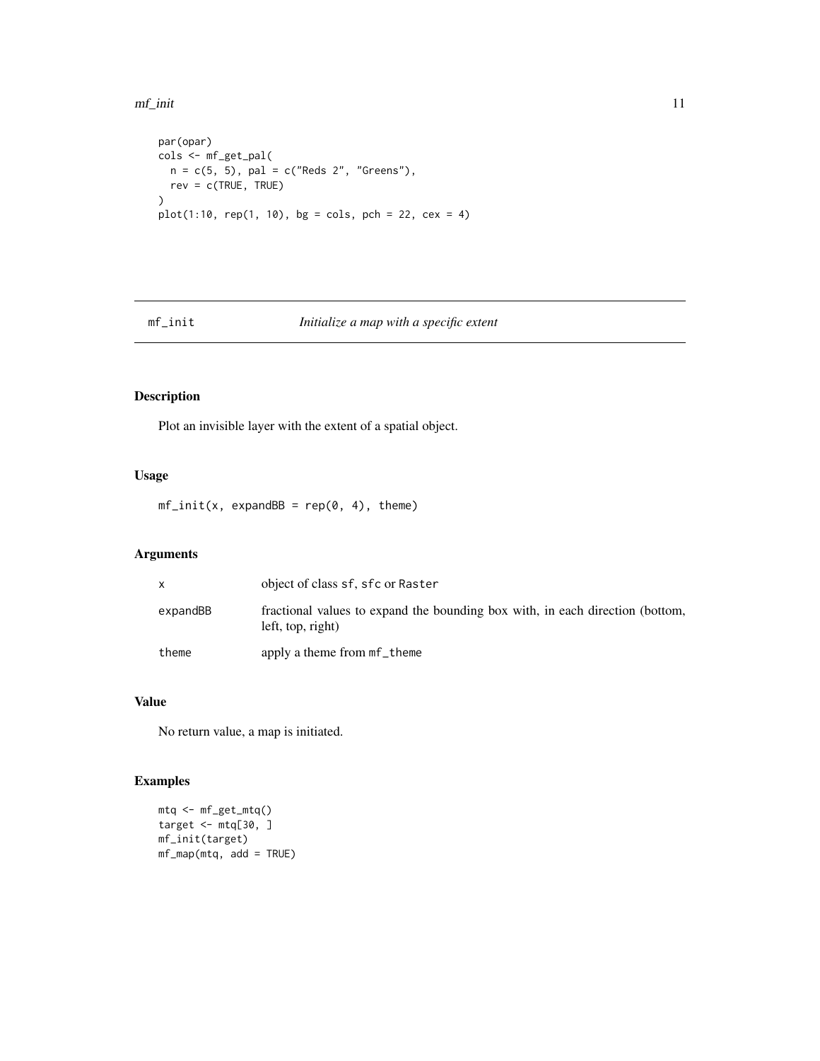```r
par(opar)
cols <- mf_get_pal(
  n = c(5, 5), pal = c("Reds 2", "Greens"),
  rev = c(TRUE, TRUE)
)
plot(1:10, rep(1, 10), bg = cols, pch = 22, cex = 4)
```

## mf_init *Initialize a map with a specific extent*

### Description

Plot an invisible layer with the extent of a spatial object.

### Usage

```r
mf_init(x, expandBB = rep(0, 4), theme)
```

### Arguments

| | |
|---|---|
| `x` | object of class `sf`, `sfc` or `Raster` |
| `expandBB` | fractional values to expand the bounding box with, in each direction (bottom, left, top, right) |
| `theme` | apply a theme from `mf_theme` |

### Value

No return value, a map is initiated.

### Examples

```r
mtq <- mf_get_mtq()
target <- mtq[30, ]
mf_init(target)
mf_map(mtq, add = TRUE)
```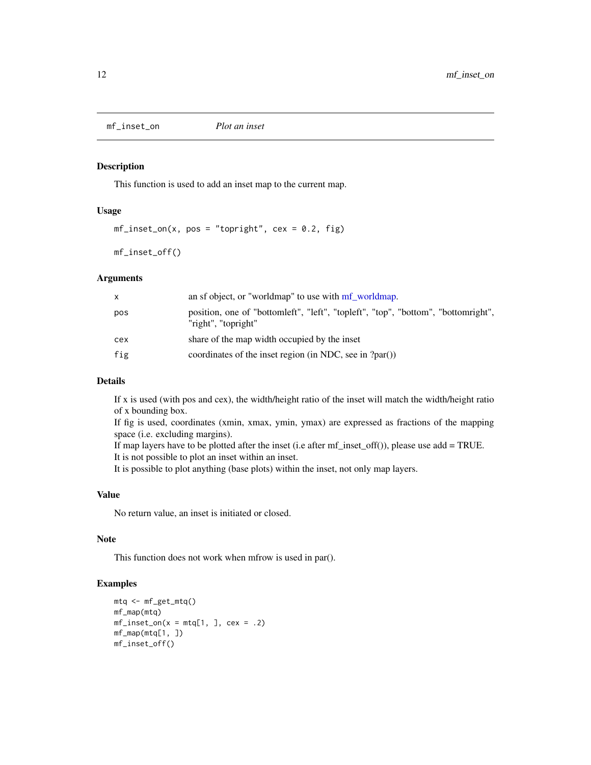# mf_inset_on — *Plot an inset*

## Description

This function is used to add an inset map to the current map.

## Usage

```
mf_inset_on(x, pos = "topright", cex = 0.2, fig)

mf_inset_off()
```

## Arguments

| Argument | Description |
|---|---|
| x | an sf object, or "worldmap" to use with mf_worldmap. |
| pos | position, one of "bottomleft", "left", "topleft", "top", "bottom", "bottomright", "right", "topright" |
| cex | share of the map width occupied by the inset |
| fig | coordinates of the inset region (in NDC, see in ?par()) |

## Details

If x is used (with pos and cex), the width/height ratio of the inset will match the width/height ratio of x bounding box.
If fig is used, coordinates (xmin, xmax, ymin, ymax) are expressed as fractions of the mapping space (i.e. excluding margins).
If map layers have to be plotted after the inset (i.e after mf_inset_off()), please use add = TRUE.
It is not possible to plot an inset within an inset.
It is possible to plot anything (base plots) within the inset, not only map layers.

## Value

No return value, an inset is initiated or closed.

## Note

This function does not work when mfrow is used in par().

## Examples

```
mtq <- mf_get_mtq()
mf_map(mtq)
mf_inset_on(x = mtq[1, ], cex = .2)
mf_map(mtq[1, ])
mf_inset_off()
```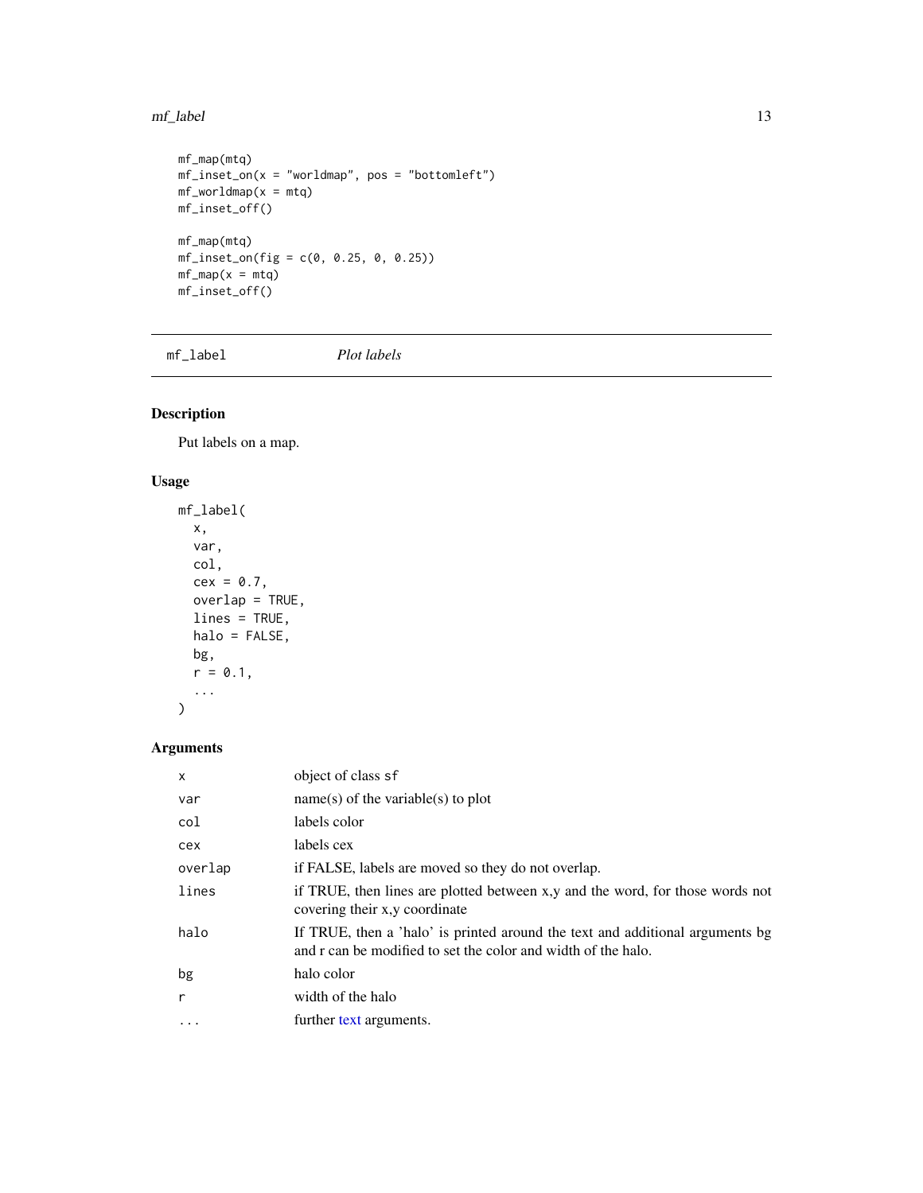```
mf_map(mtq)
mf_inset_on(x = "worldmap", pos = "bottomleft")
mf_worldmap(x = mtq)
mf_inset_off()

mf_map(mtq)
mf_inset_on(fig = c(0, 0.25, 0, 0.25))
mf_map(x = mtq)
mf_inset_off()
```

---

## mf_label *Plot labels*

---

### Description

Put labels on a map.

### Usage

```
mf_label(
  x,
  var,
  col,
  cex = 0.7,
  overlap = TRUE,
  lines = TRUE,
  halo = FALSE,
  bg,
  r = 0.1,
  ...
)
```

### Arguments

| | |
|---|---|
| `x` | object of class `sf` |
| `var` | name(s) of the variable(s) to plot |
| `col` | labels color |
| `cex` | labels cex |
| `overlap` | if FALSE, labels are moved so they do not overlap. |
| `lines` | if TRUE, then lines are plotted between x,y and the word, for those words not covering their x,y coordinate |
| `halo` | If TRUE, then a 'halo' is printed around the text and additional arguments bg and r can be modified to set the color and width of the halo. |
| `bg` | halo color |
| `r` | width of the halo |
| `...` | further text arguments. |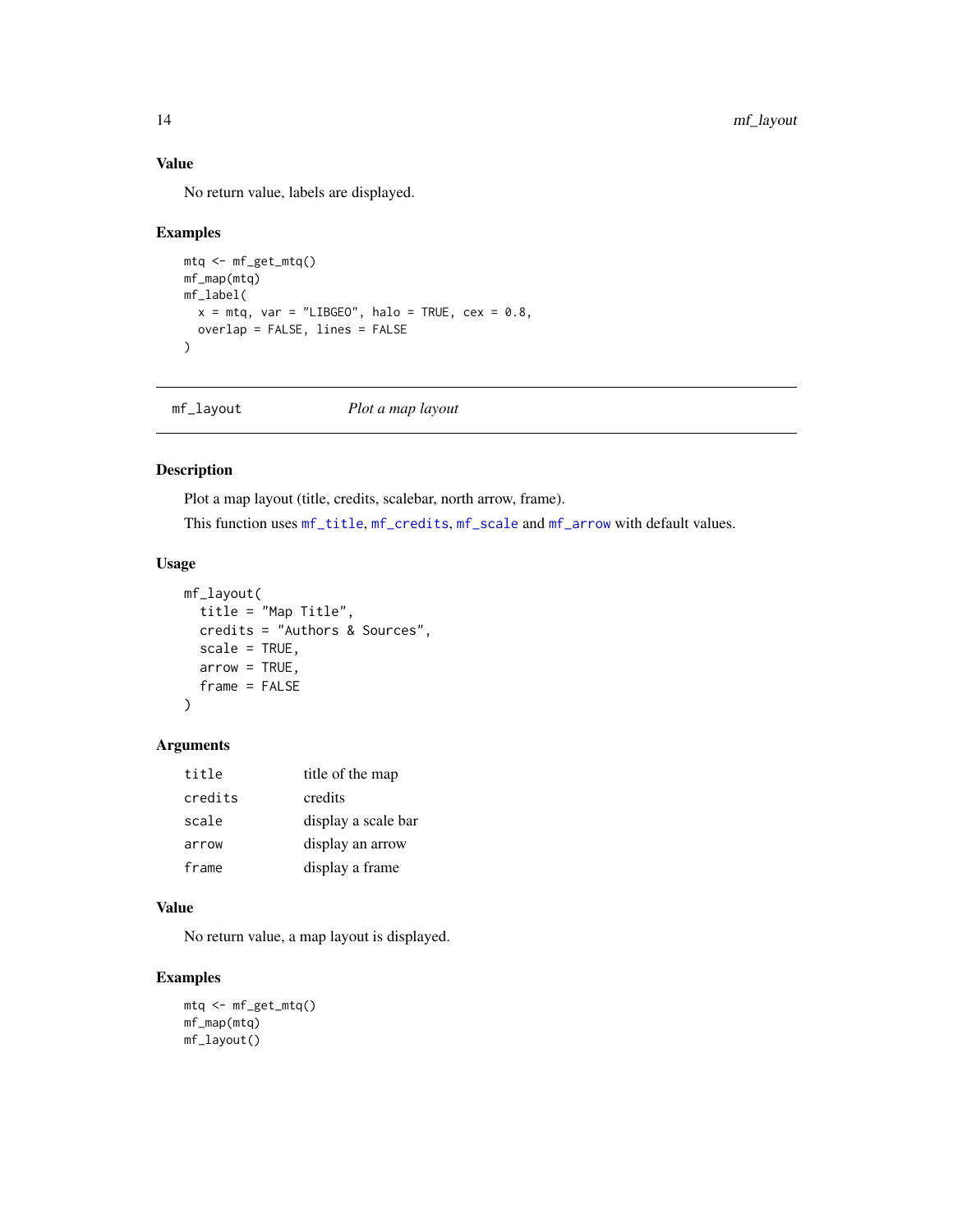### Value

No return value, labels are displayed.

### Examples

```
mtq <- mf_get_mtq()
mf_map(mtq)
mf_label(
  x = mtq, var = "LIBGEO", halo = TRUE, cex = 0.8,
  overlap = FALSE, lines = FALSE
)
```

---

## mf_layout — *Plot a map layout*

---

### Description

Plot a map layout (title, credits, scalebar, north arrow, frame).

This function uses `mf_title`, `mf_credits`, `mf_scale` and `mf_arrow` with default values.

### Usage

```
mf_layout(
  title = "Map Title",
  credits = "Authors & Sources",
  scale = TRUE,
  arrow = TRUE,
  frame = FALSE
)
```

### Arguments

| | |
|---|---|
| `title` | title of the map |
| `credits` | credits |
| `scale` | display a scale bar |
| `arrow` | display an arrow |
| `frame` | display a frame |

### Value

No return value, a map layout is displayed.

### Examples

```
mtq <- mf_get_mtq()
mf_map(mtq)
mf_layout()
```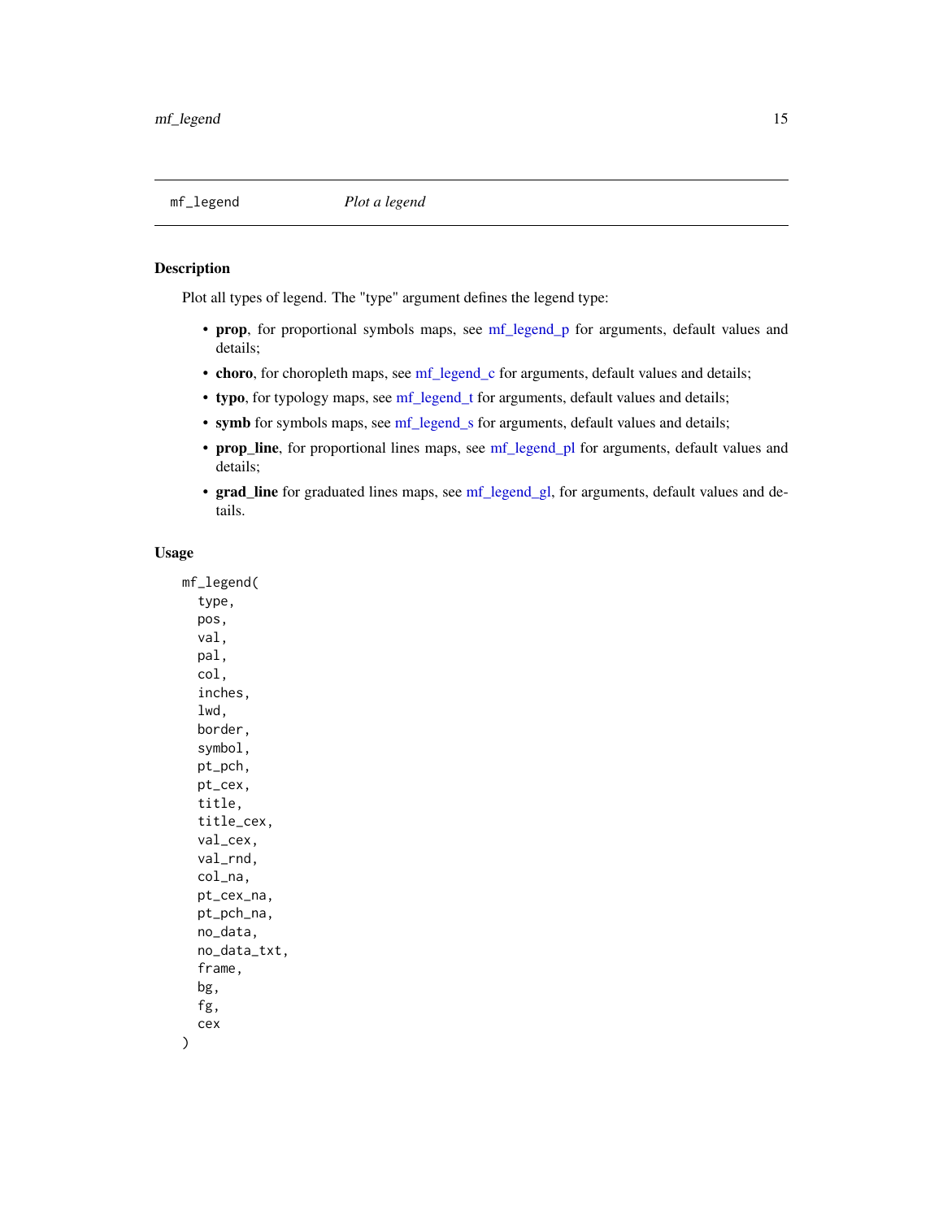mf_legend    *Plot a legend*

## Description

Plot all types of legend. The "type" argument defines the legend type:

- **prop**, for proportional symbols maps, see mf_legend_p for arguments, default values and details;
- **choro**, for choropleth maps, see mf_legend_c for arguments, default values and details;
- **typo**, for typology maps, see mf_legend_t for arguments, default values and details;
- **symb** for symbols maps, see mf_legend_s for arguments, default values and details;
- **prop_line**, for proportional lines maps, see mf_legend_pl for arguments, default values and details;
- **grad_line** for graduated lines maps, see mf_legend_gl, for arguments, default values and details.

## Usage

```
mf_legend(
  type,
  pos,
  val,
  pal,
  col,
  inches,
  lwd,
  border,
  symbol,
  pt_pch,
  pt_cex,
  title,
  title_cex,
  val_cex,
  val_rnd,
  col_na,
  pt_cex_na,
  pt_pch_na,
  no_data,
  no_data_txt,
  frame,
  bg,
  fg,
  cex
)
```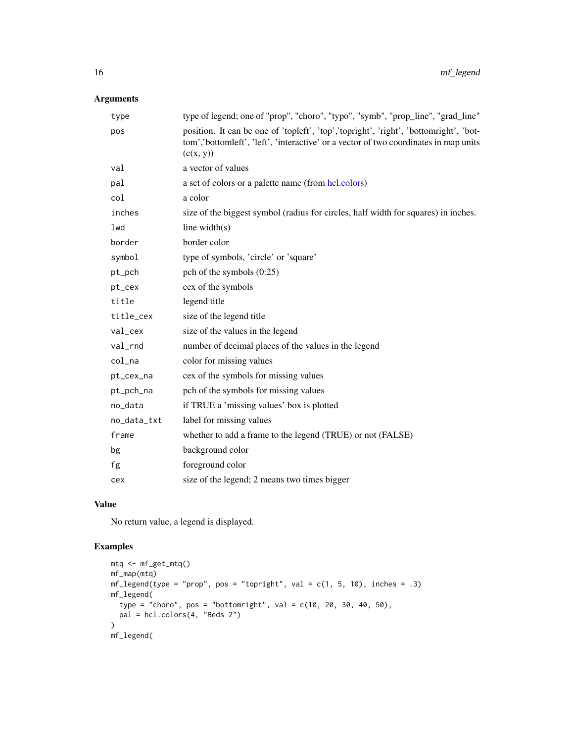## Arguments

| | |
|---|---|
| type | type of legend; one of "prop", "choro", "typo", "symb", "prop_line", "grad_line" |
| pos | position. It can be one of 'topleft', 'top','topright', 'right', 'bottomright', 'bottom','bottomleft', 'left', 'interactive' or a vector of two coordinates in map units (c(x, y)) |
| val | a vector of values |
| pal | a set of colors or a palette name (from hcl.colors) |
| col | a color |
| inches | size of the biggest symbol (radius for circles, half width for squares) in inches. |
| lwd | line width(s) |
| border | border color |
| symbol | type of symbols, 'circle' or 'square' |
| pt_pch | pch of the symbols (0:25) |
| pt_cex | cex of the symbols |
| title | legend title |
| title_cex | size of the legend title |
| val_cex | size of the values in the legend |
| val_rnd | number of decimal places of the values in the legend |
| col_na | color for missing values |
| pt_cex_na | cex of the symbols for missing values |
| pt_pch_na | pch of the symbols for missing values |
| no_data | if TRUE a 'missing values' box is plotted |
| no_data_txt | label for missing values |
| frame | whether to add a frame to the legend (TRUE) or not (FALSE) |
| bg | background color |
| fg | foreground color |
| cex | size of the legend; 2 means two times bigger |

## Value

No return value, a legend is displayed.

## Examples

```
mtq <- mf_get_mtq()
mf_map(mtq)
mf_legend(type = "prop", pos = "topright", val = c(1, 5, 10), inches = .3)
mf_legend(
  type = "choro", pos = "bottomright", val = c(10, 20, 30, 40, 50),
  pal = hcl.colors(4, "Reds 2")
)
mf_legend(
```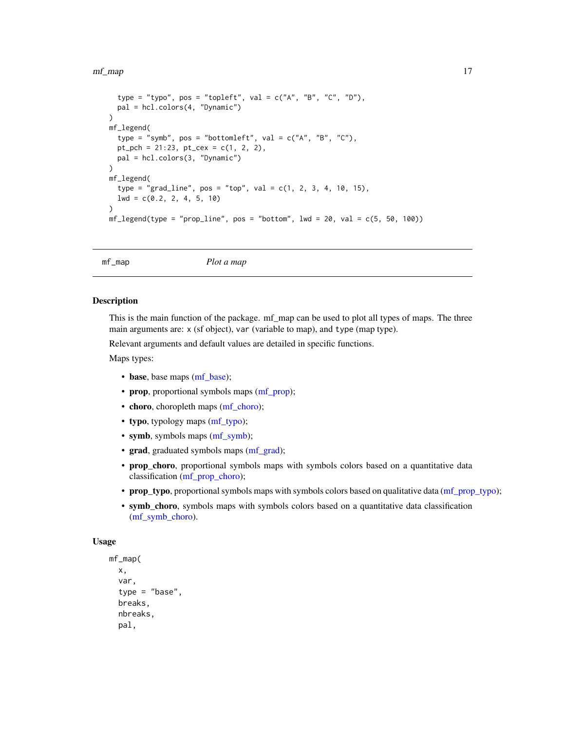```
  type = "typo", pos = "topleft", val = c("A", "B", "C", "D"),
  pal = hcl.colors(4, "Dynamic")
)
mf_legend(
  type = "symb", pos = "bottomleft", val = c("A", "B", "C"),
  pt_pch = 21:23, pt_cex = c(1, 2, 2),
  pal = hcl.colors(3, "Dynamic")
)
mf_legend(
  type = "grad_line", pos = "top", val = c(1, 2, 3, 4, 10, 15),
  lwd = c(0.2, 2, 4, 5, 10)
)
mf_legend(type = "prop_line", pos = "bottom", lwd = 20, val = c(5, 50, 100))
```

---

`mf_map` *Plot a map*

---

### Description

This is the main function of the package. mf_map can be used to plot all types of maps. The three main arguments are: `x` (sf object), `var` (variable to map), and `type` (map type).

Relevant arguments and default values are detailed in specific functions.

Maps types:

- **base**, base maps (mf_base);
- **prop**, proportional symbols maps (mf_prop);
- **choro**, choropleth maps (mf_choro);
- **typo**, typology maps (mf_typo);
- **symb**, symbols maps (mf_symb);
- **grad**, graduated symbols maps (mf_grad);
- **prop_choro**, proportional symbols maps with symbols colors based on a quantitative data classification (mf_prop_choro);
- **prop_typo**, proportional symbols maps with symbols colors based on qualitative data (mf_prop_typo);
- **symb_choro**, symbols maps with symbols colors based on a quantitative data classification (mf_symb_choro).

### Usage

```
mf_map(
  x,
  var,
  type = "base",
  breaks,
  nbreaks,
  pal,
```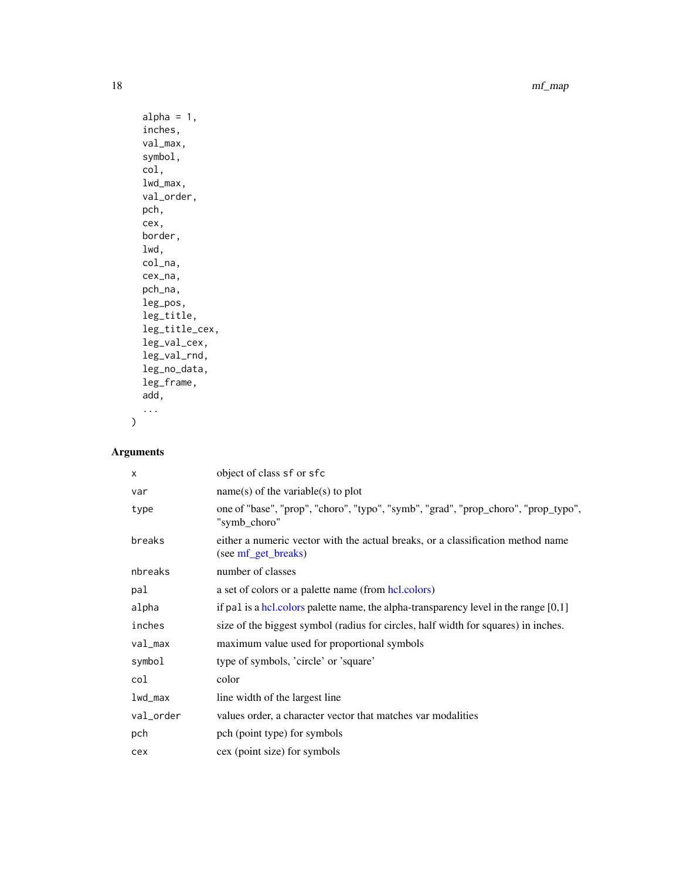```
  alpha = 1,
  inches,
  val_max,
  symbol,
  col,
  lwd_max,
  val_order,
  pch,
  cex,
  border,
  lwd,
  col_na,
  cex_na,
  pch_na,
  leg_pos,
  leg_title,
  leg_title_cex,
  leg_val_cex,
  leg_val_rnd,
  leg_no_data,
  leg_frame,
  add,
  ...
)
```

## Arguments

| | |
|---|---|
| `x` | object of class `sf` or `sfc` |
| `var` | name(s) of the variable(s) to plot |
| `type` | one of "base", "prop", "choro", "typo", "symb", "grad", "prop_choro", "prop_typo", "symb_choro" |
| `breaks` | either a numeric vector with the actual breaks, or a classification method name (see mf_get_breaks) |
| `nbreaks` | number of classes |
| `pal` | a set of colors or a palette name (from hcl.colors) |
| `alpha` | if `pal` is a hcl.colors palette name, the alpha-transparency level in the range [0,1] |
| `inches` | size of the biggest symbol (radius for circles, half width for squares) in inches. |
| `val_max` | maximum value used for proportional symbols |
| `symbol` | type of symbols, 'circle' or 'square' |
| `col` | color |
| `lwd_max` | line width of the largest line |
| `val_order` | values order, a character vector that matches var modalities |
| `pch` | pch (point type) for symbols |
| `cex` | cex (point size) for symbols |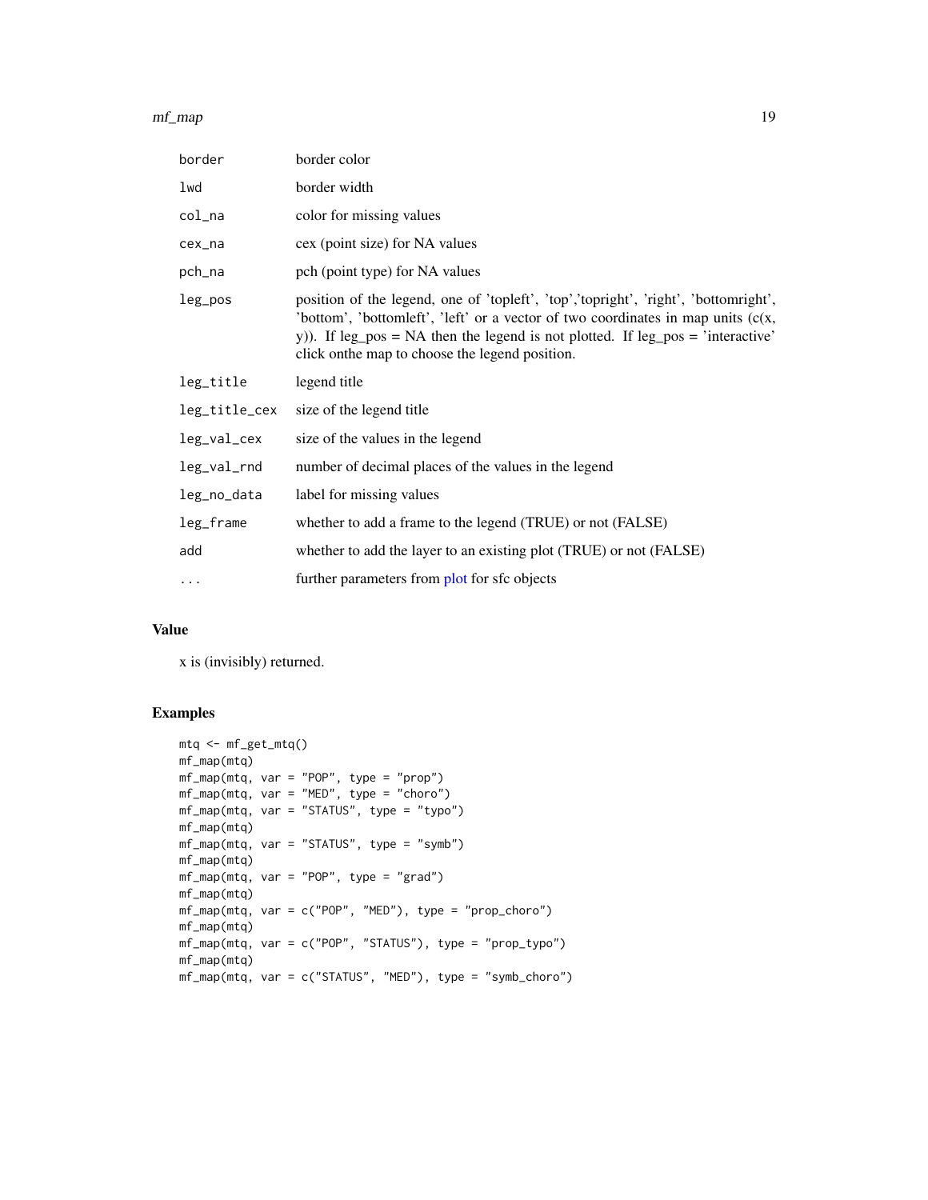| | |
|---|---|
| `border` | border color |
| `lwd` | border width |
| `col_na` | color for missing values |
| `cex_na` | cex (point size) for NA values |
| `pch_na` | pch (point type) for NA values |
| `leg_pos` | position of the legend, one of 'topleft', 'top','topright', 'right', 'bottomright', 'bottom', 'bottomleft', 'left' or a vector of two coordinates in map units (c(x, y)). If leg_pos = NA then the legend is not plotted. If leg_pos = 'interactive' click onthe map to choose the legend position. |
| `leg_title` | legend title |
| `leg_title_cex` | size of the legend title |
| `leg_val_cex` | size of the values in the legend |
| `leg_val_rnd` | number of decimal places of the values in the legend |
| `leg_no_data` | label for missing values |
| `leg_frame` | whether to add a frame to the legend (TRUE) or not (FALSE) |
| `add` | whether to add the layer to an existing plot (TRUE) or not (FALSE) |
| `...` | further parameters from plot for sfc objects |

## Value

x is (invisibly) returned.

## Examples

```
mtq <- mf_get_mtq()
mf_map(mtq)
mf_map(mtq, var = "POP", type = "prop")
mf_map(mtq, var = "MED", type = "choro")
mf_map(mtq, var = "STATUS", type = "typo")
mf_map(mtq)
mf_map(mtq, var = "STATUS", type = "symb")
mf_map(mtq)
mf_map(mtq, var = "POP", type = "grad")
mf_map(mtq)
mf_map(mtq, var = c("POP", "MED"), type = "prop_choro")
mf_map(mtq)
mf_map(mtq, var = c("POP", "STATUS"), type = "prop_typo")
mf_map(mtq)
mf_map(mtq, var = c("STATUS", "MED"), type = "symb_choro")
```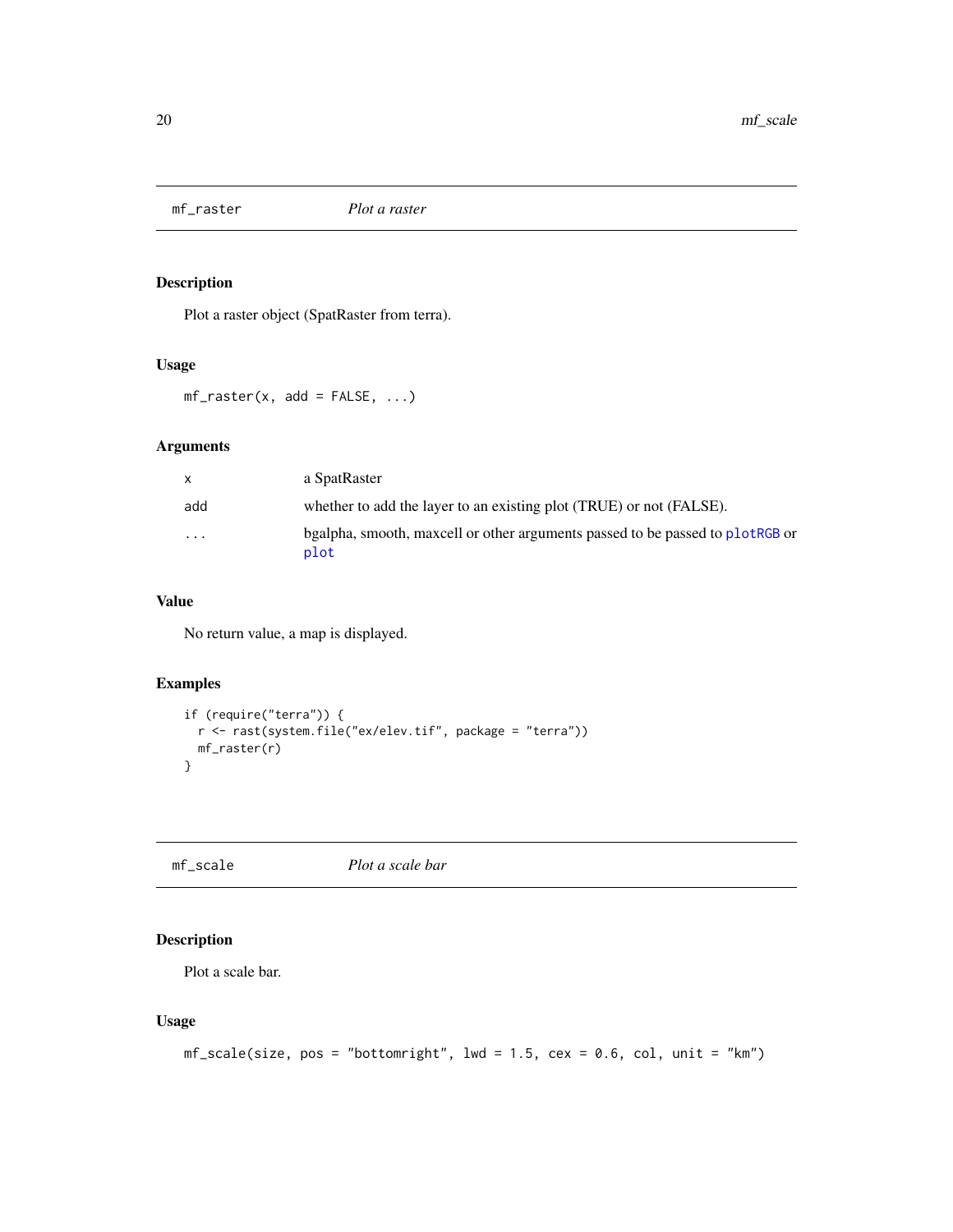## mf_raster *Plot a raster*

### Description

Plot a raster object (SpatRaster from terra).

### Usage

```
mf_raster(x, add = FALSE, ...)
```

### Arguments

| | |
|---|---|
| x | a SpatRaster |
| add | whether to add the layer to an existing plot (TRUE) or not (FALSE). |
| ... | bgalpha, smooth, maxcell or other arguments passed to be passed to `plotRGB` or `plot` |

### Value

No return value, a map is displayed.

### Examples

```
if (require("terra")) {
  r <- rast(system.file("ex/elev.tif", package = "terra"))
  mf_raster(r)
}
```

## mf_scale *Plot a scale bar*

### Description

Plot a scale bar.

### Usage

```
mf_scale(size, pos = "bottomright", lwd = 1.5, cex = 0.6, col, unit = "km")
```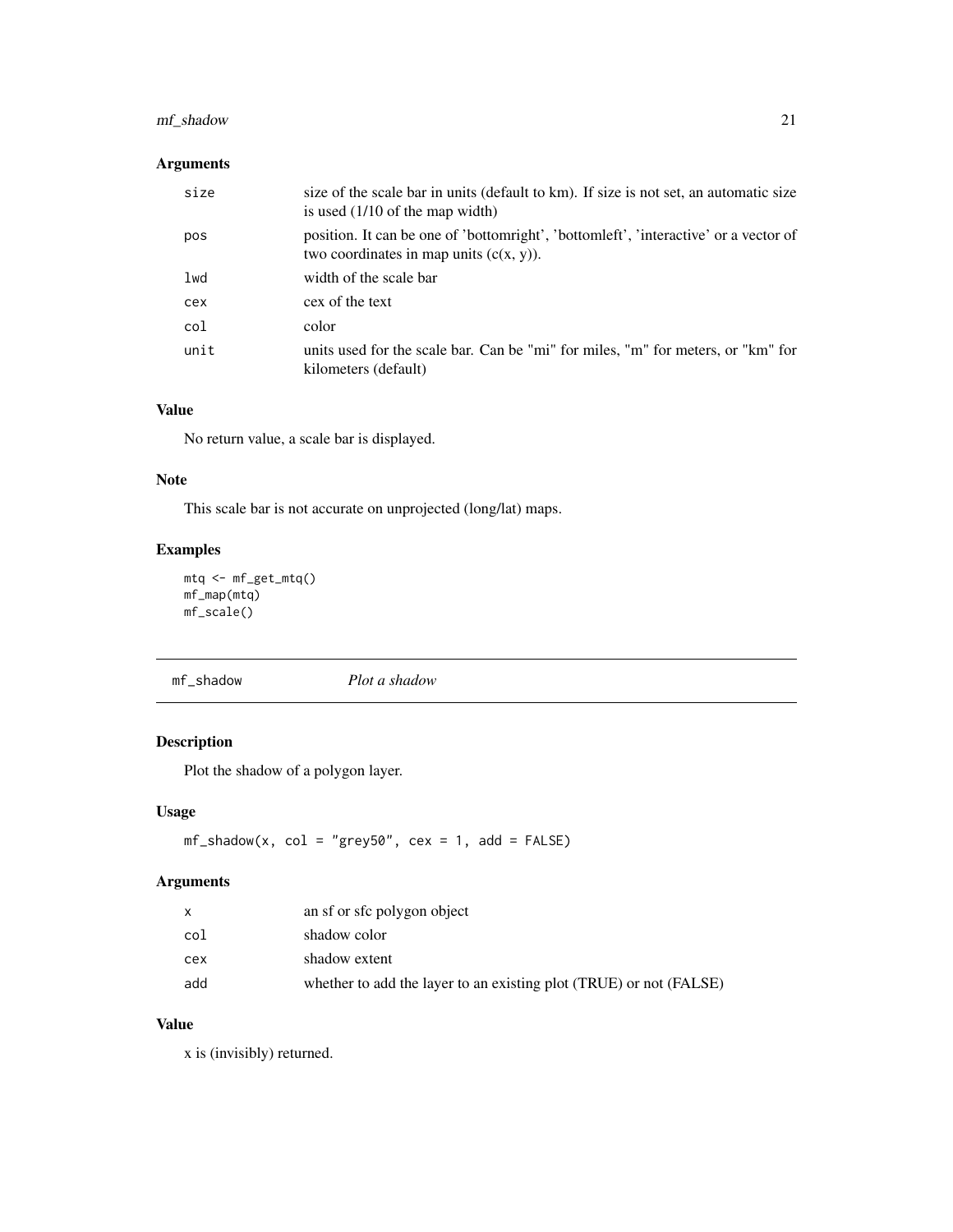## Arguments

| | |
|---|---|
| `size` | size of the scale bar in units (default to km). If size is not set, an automatic size is used (1/10 of the map width) |
| `pos` | position. It can be one of 'bottomright', 'bottomleft', 'interactive' or a vector of two coordinates in map units (c(x, y)). |
| `lwd` | width of the scale bar |
| `cex` | cex of the text |
| `col` | color |
| `unit` | units used for the scale bar. Can be "mi" for miles, "m" for meters, or "km" for kilometers (default) |

## Value

No return value, a scale bar is displayed.

## Note

This scale bar is not accurate on unprojected (long/lat) maps.

## Examples

```
mtq <- mf_get_mtq()
mf_map(mtq)
mf_scale()
```

---

# mf_shadow — *Plot a shadow*

## Description

Plot the shadow of a polygon layer.

## Usage

```
mf_shadow(x, col = "grey50", cex = 1, add = FALSE)
```

## Arguments

| | |
|---|---|
| `x` | an sf or sfc polygon object |
| `col` | shadow color |
| `cex` | shadow extent |
| `add` | whether to add the layer to an existing plot (TRUE) or not (FALSE) |

## Value

x is (invisibly) returned.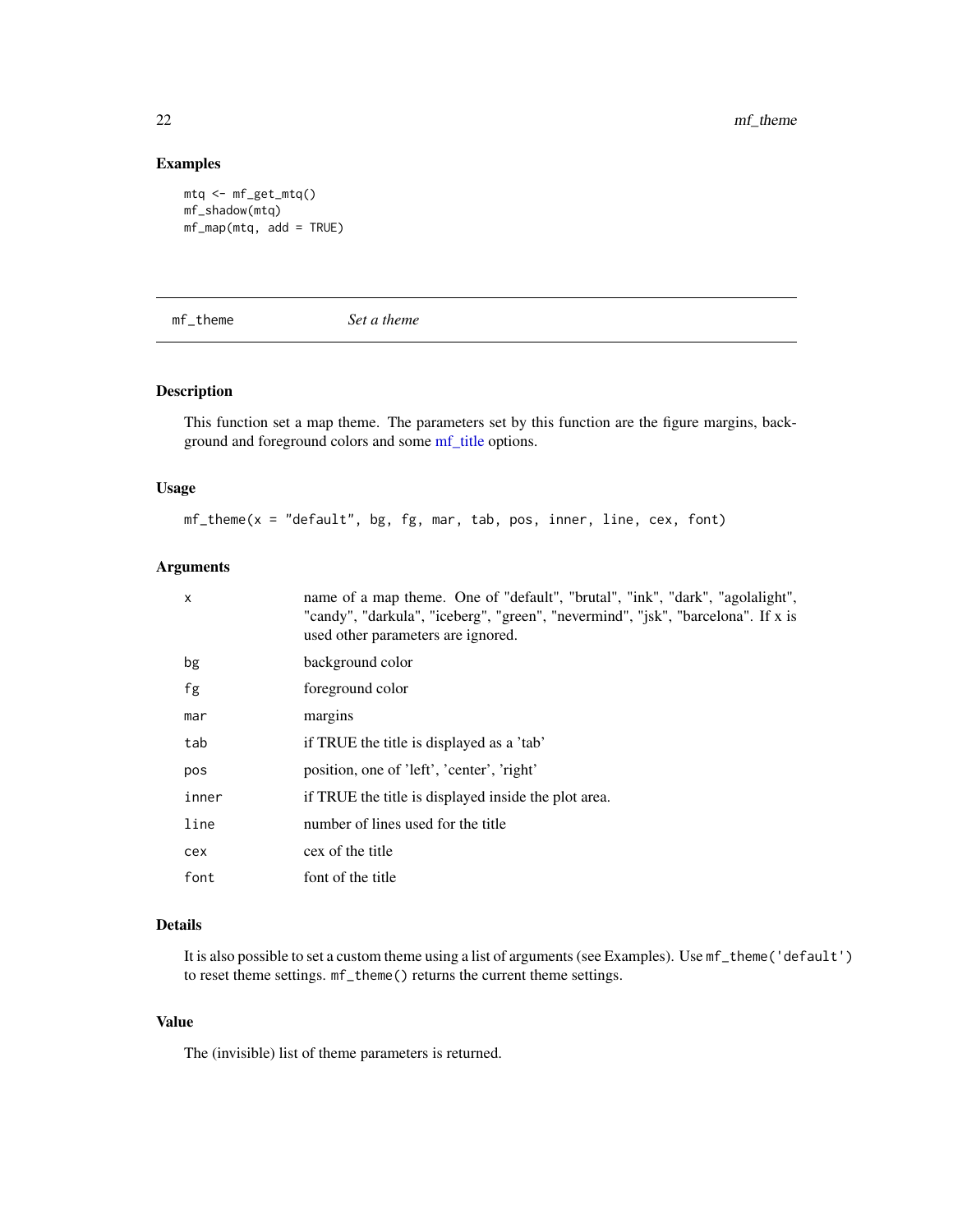## Examples

```
mtq <- mf_get_mtq()
mf_shadow(mtq)
mf_map(mtq, add = TRUE)
```

---

# mf_theme *Set a theme*

---

## Description

This function set a map theme. The parameters set by this function are the figure margins, background and foreground colors and some mf_title options.

## Usage

```
mf_theme(x = "default", bg, fg, mar, tab, pos, inner, line, cex, font)
```

## Arguments

| | |
|---|---|
| x | name of a map theme. One of "default", "brutal", "ink", "dark", "agolalight", "candy", "darkula", "iceberg", "green", "nevermind", "jsk", "barcelona". If x is used other parameters are ignored. |
| bg | background color |
| fg | foreground color |
| mar | margins |
| tab | if TRUE the title is displayed as a 'tab' |
| pos | position, one of 'left', 'center', 'right' |
| inner | if TRUE the title is displayed inside the plot area. |
| line | number of lines used for the title |
| cex | cex of the title |
| font | font of the title |

## Details

It is also possible to set a custom theme using a list of arguments (see Examples). Use `mf_theme('default')` to reset theme settings. `mf_theme()` returns the current theme settings.

## Value

The (invisible) list of theme parameters is returned.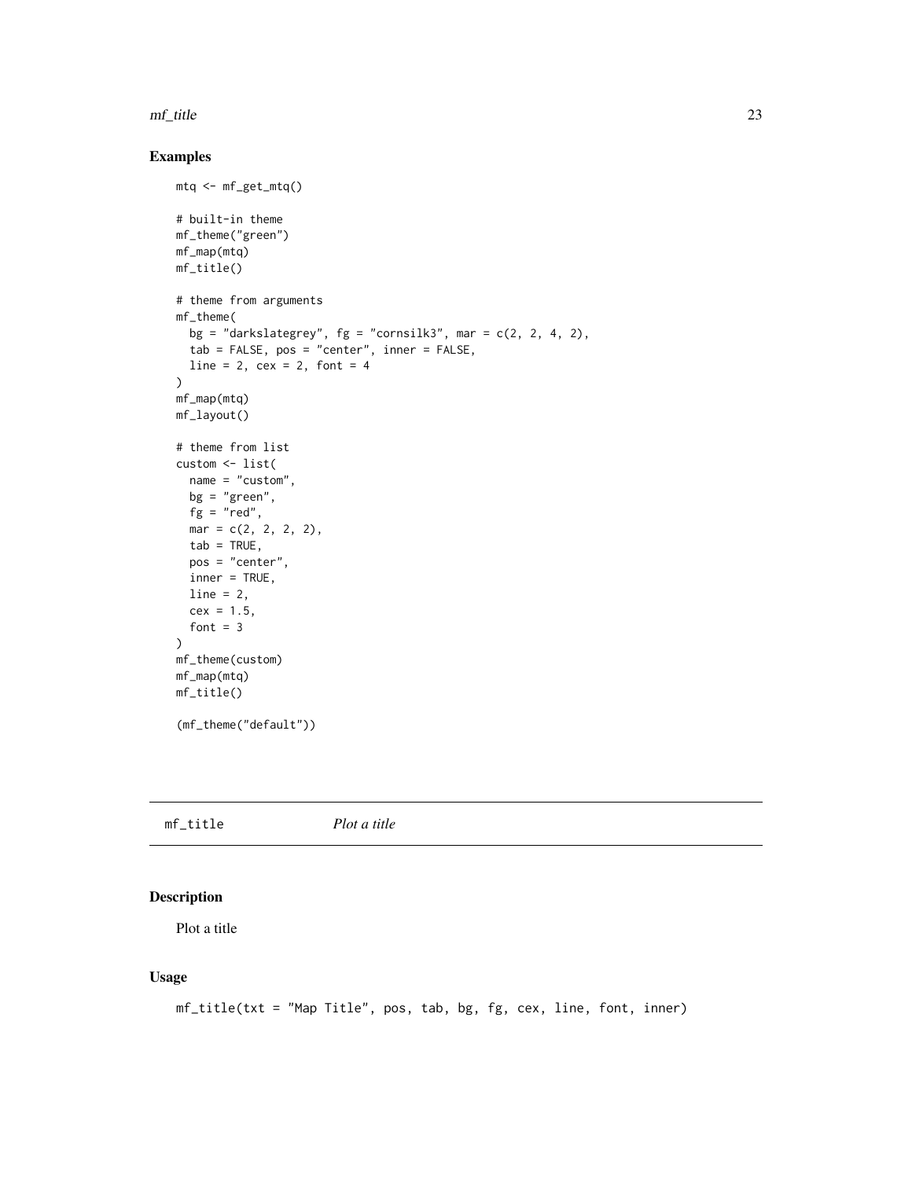## Examples

```
mtq <- mf_get_mtq()

# built-in theme
mf_theme("green")
mf_map(mtq)
mf_title()

# theme from arguments
mf_theme(
  bg = "darkslategrey", fg = "cornsilk3", mar = c(2, 2, 4, 2),
  tab = FALSE, pos = "center", inner = FALSE,
  line = 2, cex = 2, font = 4
)
mf_map(mtq)
mf_layout()

# theme from list
custom <- list(
  name = "custom",
  bg = "green",
  fg = "red",
  mar = c(2, 2, 2, 2),
  tab = TRUE,
  pos = "center",
  inner = TRUE,
  line = 2,
  cex = 1.5,
  font = 3
)
mf_theme(custom)
mf_map(mtq)
mf_title()

(mf_theme("default"))
```

---

# mf_title *Plot a title*

---

## Description

Plot a title

## Usage

```
mf_title(txt = "Map Title", pos, tab, bg, fg, cex, line, font, inner)
```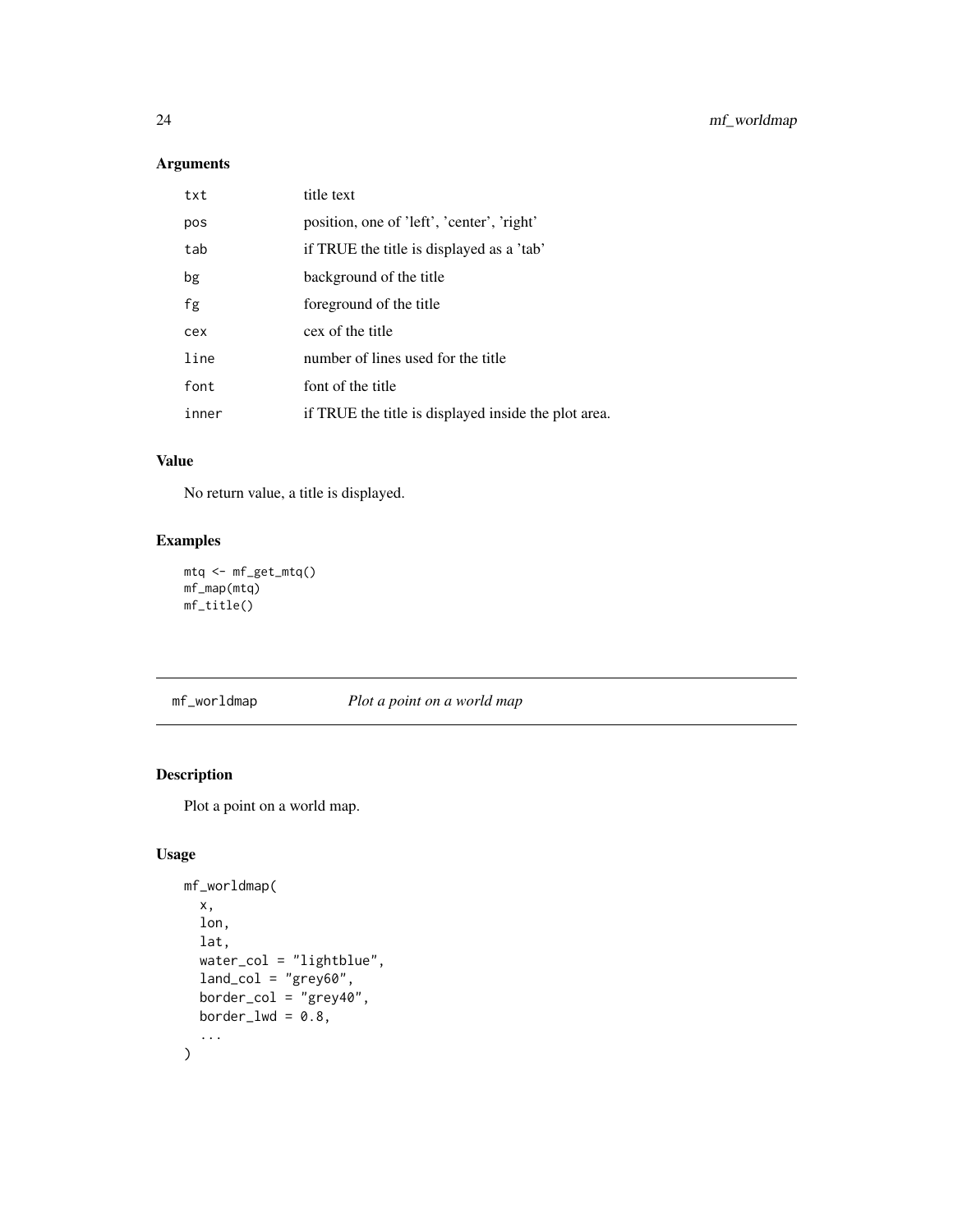## Arguments

| | |
|---|---|
| `txt` | title text |
| `pos` | position, one of 'left', 'center', 'right' |
| `tab` | if TRUE the title is displayed as a 'tab' |
| `bg` | background of the title |
| `fg` | foreground of the title |
| `cex` | cex of the title |
| `line` | number of lines used for the title |
| `font` | font of the title |
| `inner` | if TRUE the title is displayed inside the plot area. |

## Value

No return value, a title is displayed.

## Examples

```
mtq <- mf_get_mtq()
mf_map(mtq)
mf_title()
```

---

# mf_worldmap — *Plot a point on a world map*

---

## Description

Plot a point on a world map.

## Usage

```
mf_worldmap(
  x,
  lon,
  lat,
  water_col = "lightblue",
  land_col = "grey60",
  border_col = "grey40",
  border_lwd = 0.8,
  ...
)
```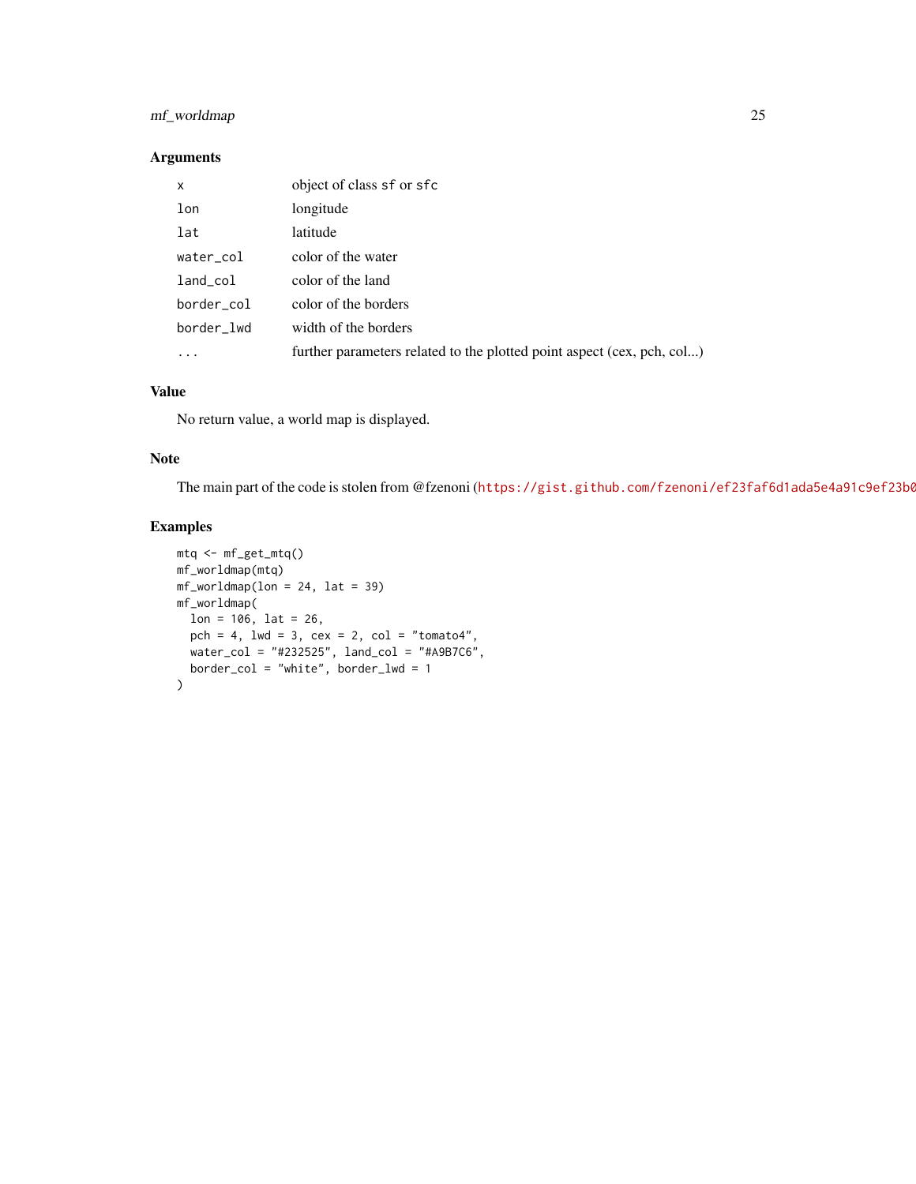### Arguments

| | |
|---|---|
| `x` | object of class `sf` or `sfc` |
| `lon` | longitude |
| `lat` | latitude |
| `water_col` | color of the water |
| `land_col` | color of the land |
| `border_col` | color of the borders |
| `border_lwd` | width of the borders |
| `...` | further parameters related to the plotted point aspect (cex, pch, col...) |

### Value

No return value, a world map is displayed.

### Note

The main part of the code is stolen from @fzenoni (https://gist.github.com/fzenoni/ef23faf6d1ada5e4a91c9ef23b0

### Examples

```
mtq <- mf_get_mtq()
mf_worldmap(mtq)
mf_worldmap(lon = 24, lat = 39)
mf_worldmap(
  lon = 106, lat = 26,
  pch = 4, lwd = 3, cex = 2, col = "tomato4",
  water_col = "#232525", land_col = "#A9B7C6",
  border_col = "white", border_lwd = 1
)
```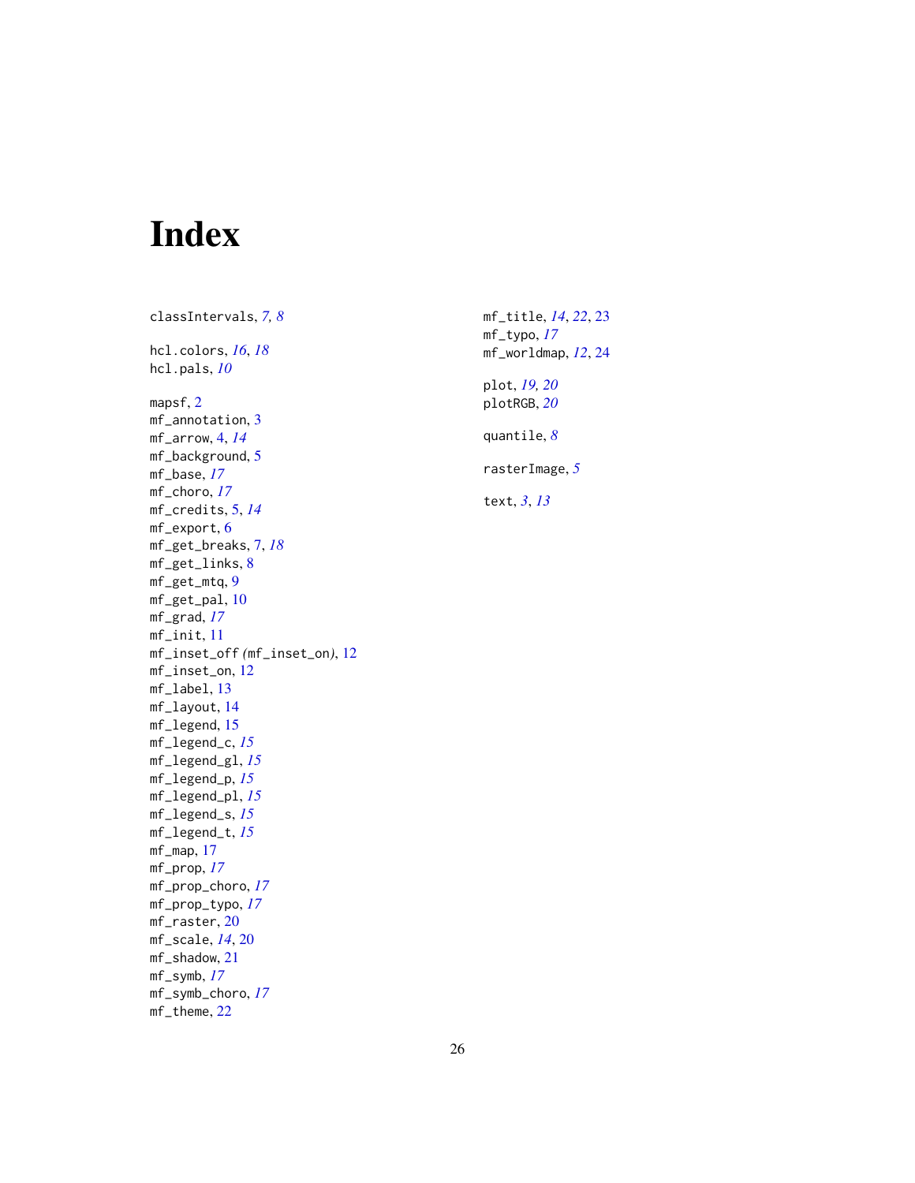# Index

classIntervals, *7, 8*

hcl.colors, *16*, *18*
hcl.pals, *10*

mapsf, 2
mf_annotation, 3
mf_arrow, 4, *14*
mf_background, 5
mf_base, *17*
mf_choro, *17*
mf_credits, 5, *14*
mf_export, 6
mf_get_breaks, 7, *18*
mf_get_links, 8
mf_get_mtq, 9
mf_get_pal, 10
mf_grad, *17*
mf_init, 11
mf_inset_off *(*mf_inset_on*)*, 12
mf_inset_on, 12
mf_label, 13
mf_layout, 14
mf_legend, 15
mf_legend_c, *15*
mf_legend_gl, *15*
mf_legend_p, *15*
mf_legend_pl, *15*
mf_legend_s, *15*
mf_legend_t, *15*
mf_map, 17
mf_prop, *17*
mf_prop_choro, *17*
mf_prop_typo, *17*
mf_raster, 20
mf_scale, *14*, 20
mf_shadow, 21
mf_symb, *17*
mf_symb_choro, *17*
mf_theme, 22
mf_title, *14*, *22*, 23
mf_typo, *17*
mf_worldmap, *12*, 24

plot, *19, 20*
plotRGB, *20*

quantile, *8*

rasterImage, *5*

text, *3*, *13*